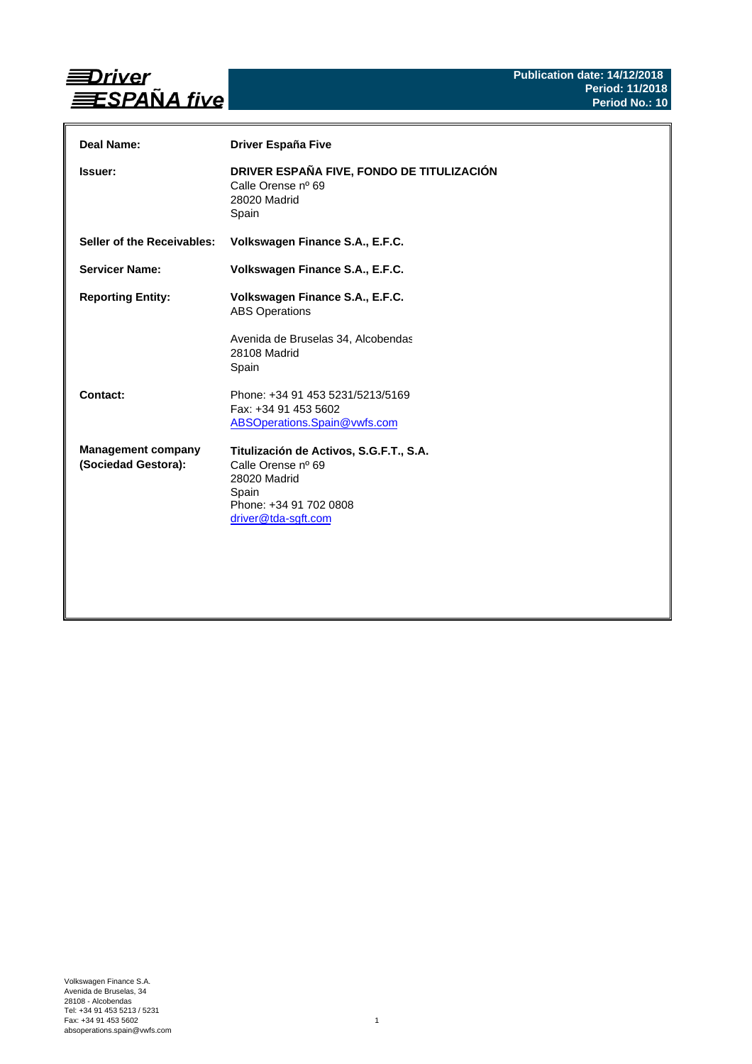**Driver ESPAÑA five**

**Publication date: 14/12/2018**
**Period: 11/2018**
**Period No.: 10**

| | |
|---|---|
| **Deal Name:** | **Driver España Five** |
| **Issuer:** | **DRIVER ESPAÑA FIVE, FONDO DE TITULIZACIÓN**<br>Calle Orense nº 69<br>28020 Madrid<br>Spain |
| **Seller of the Receivables:** | **Volkswagen Finance S.A., E.F.C.** |
| **Servicer Name:** | **Volkswagen Finance S.A., E.F.C.** |
| **Reporting Entity:** | **Volkswagen Finance S.A., E.F.C.**<br>ABS Operations<br><br>Avenida de Bruselas 34, Alcobendas<br>28108 Madrid<br>Spain |
| **Contact:** | Phone: +34 91 453 5231/5213/5169<br>Fax: +34 91 453 5602<br>ABSOperations.Spain@vwfs.com |
| **Management company (Sociedad Gestora):** | **Titulización de Activos, S.G.F.T., S.A.**<br>Calle Orense nº 69<br>28020 Madrid<br>Spain<br>Phone: +34 91 702 0808<br>driver@tda-sgft.com |

Volkswagen Finance S.A.
Avenida de Bruselas, 34
28108 - Alcobendas
Tel: +34 91 453 5213 / 5231
Fax: +34 91 453 5602
absoperations.spain@vwfs.com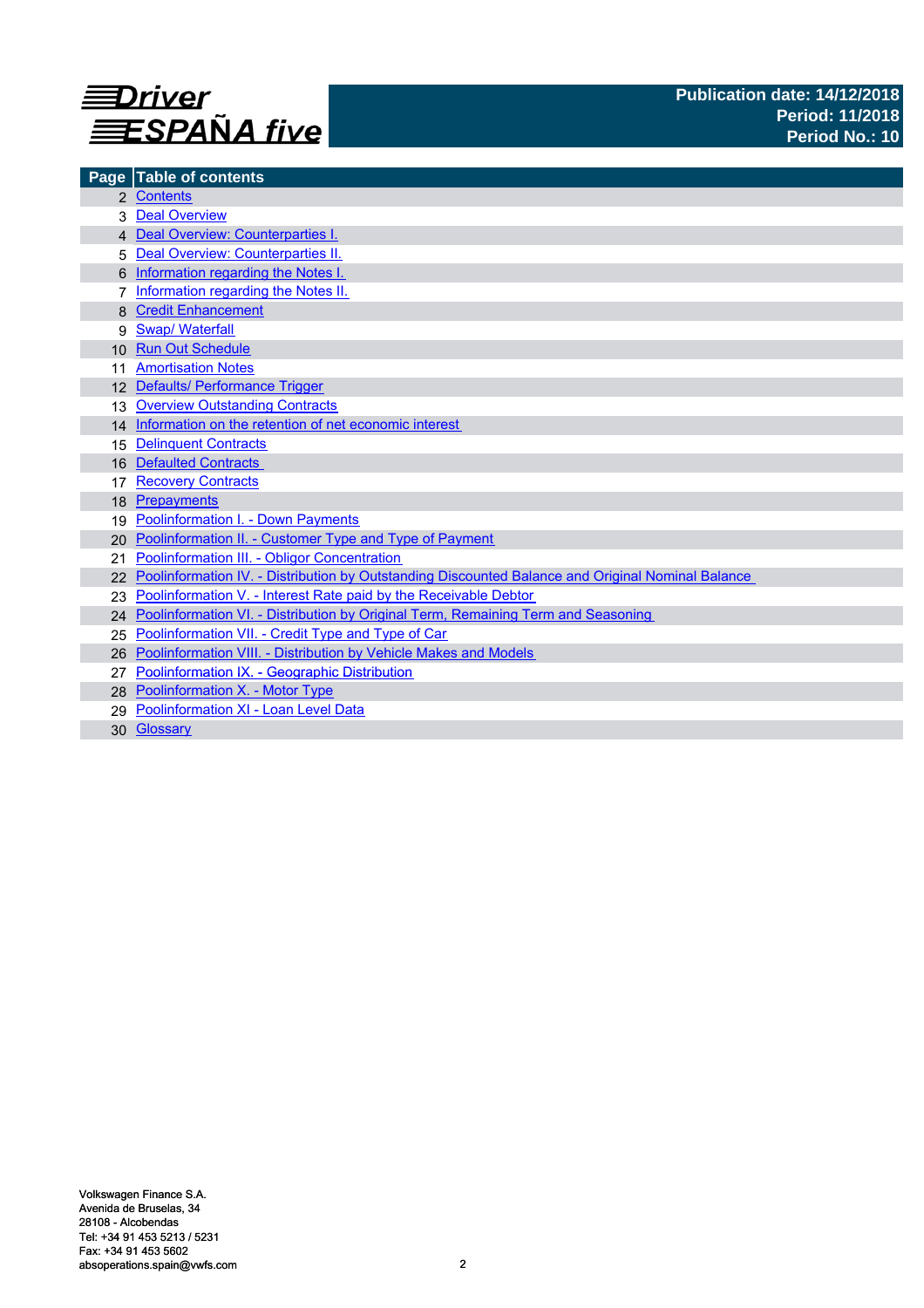Driver ESPAÑA five

Publication date: 14/12/2018
Period: 11/2018
Period No.: 10

| Page | Table of contents |
|---|---|
| 2 | Contents |
| 3 | Deal Overview |
| 4 | Deal Overview: Counterparties I. |
| 5 | Deal Overview: Counterparties II. |
| 6 | Information regarding the Notes I. |
| 7 | Information regarding the Notes II. |
| 8 | Credit Enhancement |
| 9 | Swap/ Waterfall |
| 10 | Run Out Schedule |
| 11 | Amortisation Notes |
| 12 | Defaults/ Performance Trigger |
| 13 | Overview Outstanding Contracts |
| 14 | Information on the retention of net economic interest |
| 15 | Delinquent Contracts |
| 16 | Defaulted Contracts |
| 17 | Recovery Contracts |
| 18 | Prepayments |
| 19 | Poolinformation I. - Down Payments |
| 20 | Poolinformation II. - Customer Type and Type of Payment |
| 21 | Poolinformation III. - Obligor Concentration |
| 22 | Poolinformation IV. - Distribution by Outstanding Discounted Balance and Original Nominal Balance |
| 23 | Poolinformation V. - Interest Rate paid by the Receivable Debtor |
| 24 | Poolinformation VI. - Distribution by Original Term, Remaining Term and Seasoning |
| 25 | Poolinformation VII. - Credit Type and Type of Car |
| 26 | Poolinformation VIII. - Distribution by Vehicle Makes and Models |
| 27 | Poolinformation IX. - Geographic Distribution |
| 28 | Poolinformation X. - Motor Type |
| 29 | Poolinformation XI - Loan Level Data |
| 30 | Glossary |

Volkswagen Finance S.A.
Avenida de Bruselas, 34
28108 - Alcobendas
Tel: +34 91 453 5213 / 5231
Fax: +34 91 453 5602
absoperations.spain@vwfs.com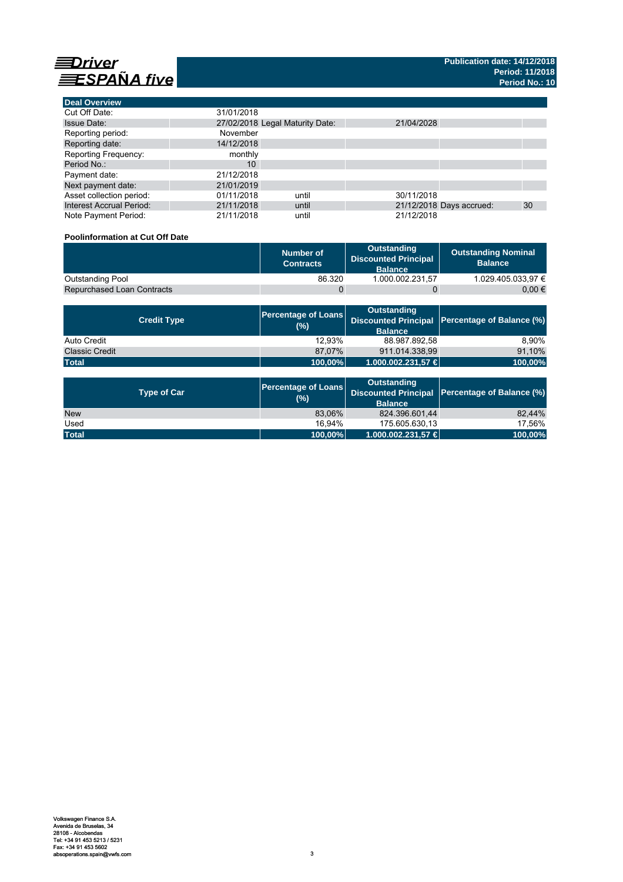**Driver ESPAÑA five**

**Publication date: 14/12/2018**
**Period: 11/2018**
**Period No.: 10**

| Deal Overview | | | | | |
|---|---|---|---|---|---|
| Cut Off Date: | 31/01/2018 | | | | |
| Issue Date: | 27/02/2018 | Legal Maturity Date: | 21/04/2028 | | |
| Reporting period: | November | | | | |
| Reporting date: | 14/12/2018 | | | | |
| Reporting Frequency: | monthly | | | | |
| Period No.: | 10 | | | | |
| Payment date: | 21/12/2018 | | | | |
| Next payment date: | 21/01/2019 | | | | |
| Asset collection period: | 01/11/2018 | until | 30/11/2018 | | |
| Interest Accrual Period: | 21/11/2018 | until | 21/12/2018 | Days accrued: | 30 |
| Note Payment Period: | 21/11/2018 | until | 21/12/2018 | | |

**Poolinformation at Cut Off Date**

| | Number of Contracts | Outstanding Discounted Principal Balance | Outstanding Nominal Balance |
|---|---|---|---|
| Outstanding Pool | 86.320 | 1.000.002.231,57 | 1.029.405.033,97 € |
| Repurchased Loan Contracts | 0 | 0 | 0,00 € |

| Credit Type | Percentage of Loans (%) | Outstanding Discounted Principal Balance | Percentage of Balance (%) |
|---|---|---|---|
| Auto Credit | 12,93% | 88.987.892,58 | 8,90% |
| Classic Credit | 87,07% | 911.014.338,99 | 91,10% |
| **Total** | **100,00%** | **1.000.002.231,57 €** | **100,00%** |

| Type of Car | Percentage of Loans (%) | Outstanding Discounted Principal Balance | Percentage of Balance (%) |
|---|---|---|---|
| New | 83,06% | 824.396.601,44 | 82,44% |
| Used | 16,94% | 175.605.630,13 | 17,56% |
| **Total** | **100,00%** | **1.000.002.231,57 €** | **100,00%** |

Volkswagen Finance S.A.
Avenida de Bruselas, 34
28108 - Alcobendas
Tel: +34 91 453 5213 / 5231
Fax: +34 91 453 5602
absoperations.spain@vwfs.com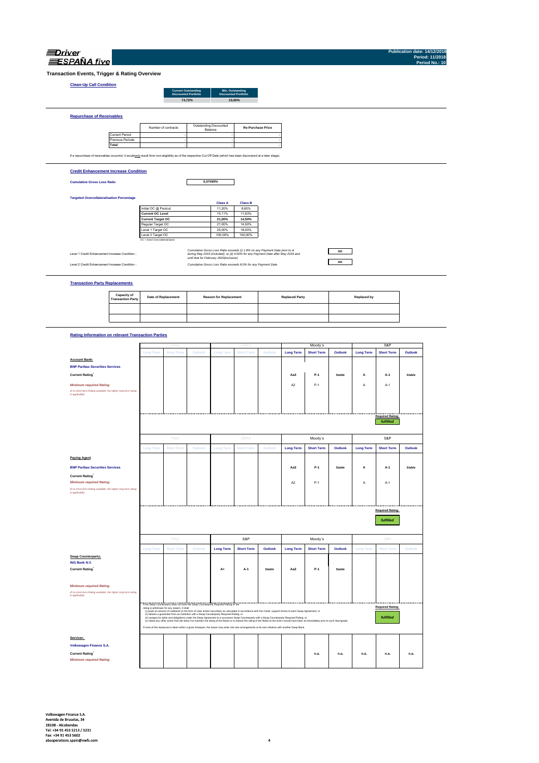Driver ESPAÑA five

Publication date: 14/12/2018
Period: 11/2018
Period No.: 10

# Transaction Events, Trigger & Rating Overview

## Clean-Up Call Condition

| Current Outstanding Discounted Portfolio | Min. Outstanding Discounted Portfolio |
|---|---|
| 74,72% | 10,00% |

## Repurchase of Receivables

| | Number of contracts | Outstanding Discounted Balance | Re-Purchase Price |
|---|---|---|---|
| Current Period | - | - | - |
| Previous Periods | - | - | - |
| **Total** | - | - | - |

If a repurchase of receivables occurred, it would only result from non-eligibility as of the respective Cut Off Date (which has been discovered at a later stage).

## Credit Enhancement Increase Condition

**Cumulative Gross Loss Ratio** 0,07490%

**Targeted Overcollateralisation Percentage**

| | Class A | Class B |
|---|---|---|
| Initial OC @ Poolcut | 11,20% | 8,60% |
| **Current OC Level** | 15,11% | 11,63% |
| **Current Target OC** | 21,00% | 14,50% |
| Regular Target OC | 21,00% | 14,50% |
| Level 1 Target OC | 25,00% | 18,00% |
| Level 2 Target OC | 100,00% | 100,00% |

OC = Asset Overcollateralisation

| | | |
|---|---|---|
| Level 1 Credit Enhancement Increase Condition - | *Cumulative Gross Loss Ratio exceeds (i) 1.8% on any Payment Date prior to or during May 2019 (included); or (ii) 4.00% for any Payment Date after May 2019 and until that for February 2020(inclusive)* | *no* |
| Level 2 Credit Enhancement Increase Condition - | *Cumulative Gross Loss Ratio exceeds 8.0% for any Payment Date* | *no* |

## Transaction Party Replacements

| Capacity of Transaction Party | Date of Replacement | Reason for Replacement | Replaced Party | Replaced by |
|---|---|---|---|---|
| | | | | |
| | | | | |

## Rating Information on relevant Transaction Parties

| | Fitch | | | DBRS | | | Moody's | | | S&P | | |
|---|---|---|---|---|---|---|---|---|---|---|---|---|
| | Long Term | Short Term | Outlook | Long Term | Short Term | Outlook | Long Term | Short Term | Outlook | Long Term | Short Term | Outlook |
| **Account Bank:** | | | | | | | | | | | | |
| **BNP Paribas Securities Services** | | | | | | | | | | | | |
| **Current Rating**[1] | | | | | | | Aa3 | P-1 | *Stable* | A | A-1 | *Stable* |
| *Minimum required Rating* (*if no short term Rating available, the higher long term rating is applicable*) | | | | | | | A2 | P-1 | | A | A-1 | |
| | | | | | | | | | | | Required Rating: *fulfilled* | |

| | Fitch | | | DBRS | | | Moody's | | | S&P | | |
|---|---|---|---|---|---|---|---|---|---|---|---|---|
| | Long Term | Short Term | Outlook | Long Term | Short Term | Outlook | Long Term | Short Term | Outlook | Long Term | Short Term | Outlook |
| **Paying Agent** | | | | | | | | | | | | |
| **BNP Paribas Securities Services** | | | | | | | Aa3 | P-1 | *Stable* | A | A-1 | *Stable* |
| **Current Rating**[1] | | | | | | | | | | | | |
| *Minimum required Rating* (*if no short term Rating available, the higher long term rating is applicable*) | | | | | | | A2 | P-1 | | A | A-1 | |
| | | | | | | | | | | | Required Rating: *fulfilled* | |

| | Fitch | | | S&P | | | Moody's | | | S&P | | |
|---|---|---|---|---|---|---|---|---|---|---|---|---|
| | Long Term | Short Term | Outlook | Long Term | Short Term | Outlook | Long Term | Short Term | Outlook | Long Term | Short Term | Outlook |
| **Swap Counterparty:** | | | | | | | | | | | | |
| **ING Bank N.V.** | | | | | | | | | | | | |
| **Current Rating**[1] | | | | A+ | A-1 | Stable | Aa3 | P-1 | *Stable* | | | |
| *Minimum required Rating* (*if no short term Rating available, the higher long term rating is applicable*) | | | | | | | | | | | | |
| | | | | | | | | | | | Required Rating: *fulfilled* | |

If the Swap Counterparty does not have the Swap Counterparty Required Rating or the rating is withdrawn for any reason, it shall
(i) posts an amount of collateral (in the form of cash and/or securities) as calculated in accordance with the Credit support Annex to each Swap Agreement; or
(ii) obtains a guarantee from an institution with a Swap Counterparty Required Rating; or
(iii) assigns its rights and obligations under the Swap Agreement to a successor Swap Counterparty with a Swap Counterparty Required Rating; or
(iv) takes any other action that will allow it to maintain the rating of the Notes or to restore the rating of the Notes to the level it would have been at immediately prior to such downgrade.
If none of the measures is taken within a given timespan, the Issuer may enter into new arrangements at its own initiative with another Swap Bank.

| | Fitch | | | DBRS | | | Moody's | | | S&P | | |
|---|---|---|---|---|---|---|---|---|---|---|---|---|
| **Servicer:** | | | | | | | | | | | | |
| **Volkswagen Finance S.A.** | | | | | | | | | | | | |
| **Current Rating**[1] | | | | | | | | n.a. | n.a. | n.a. | n.a. | n.a. |
| *Minimum required Rating* | | | | | | | | | | | | |

Volkswagen Finance S.A.
Avenida de Bruselas, 34
28108 - Alcobendas
Tel: +34 91 453 5213 / 5231
Fax: +34 91 453 5602
absoperations.spain@vwfs.com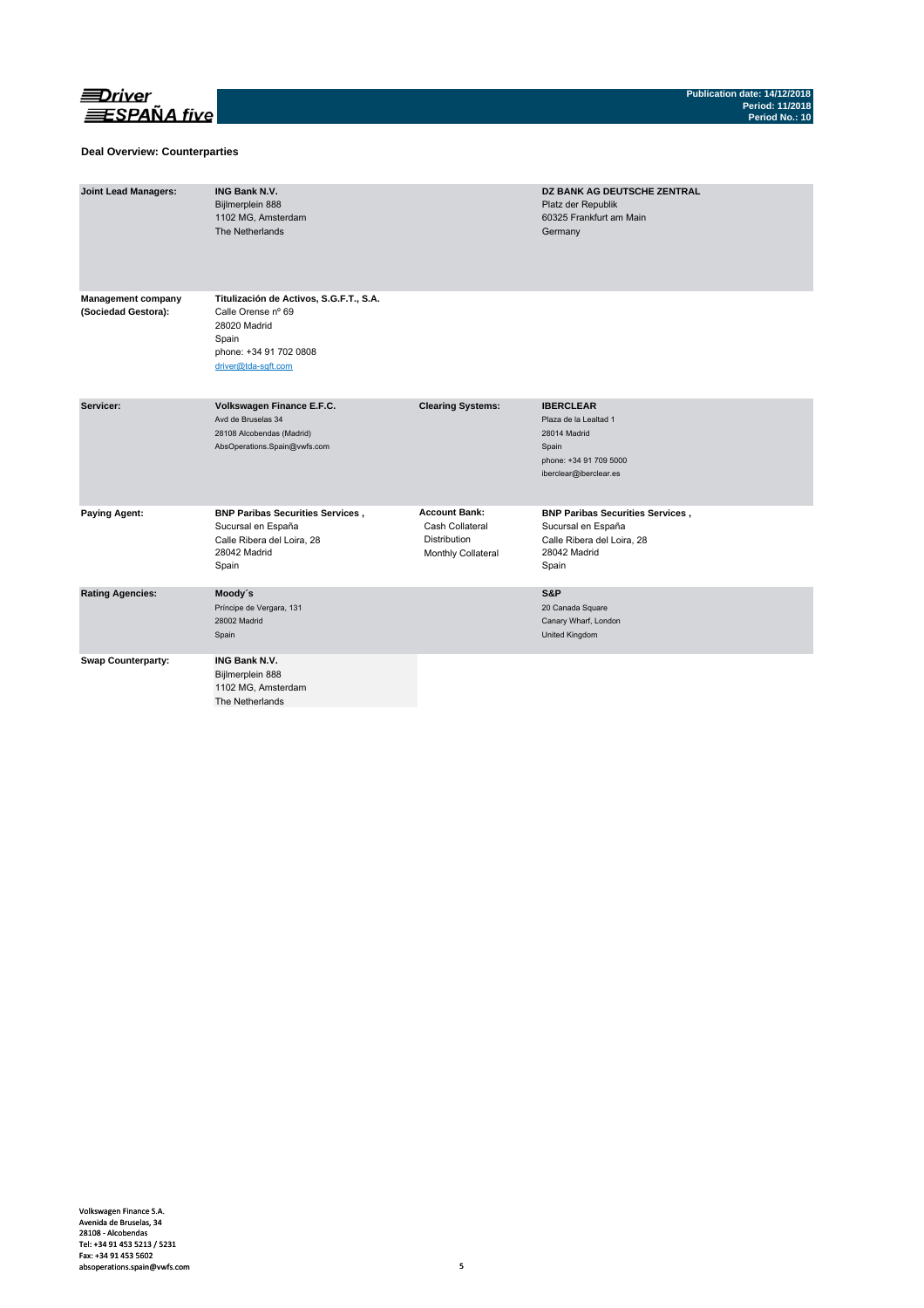## Deal Overview: Counterparties

| | | | |
|---|---|---|---|
| **Joint Lead Managers:** | **ING Bank N.V.**<br>Bijlmerplein 888<br>1102 MG, Amsterdam<br>The Netherlands | | **DZ BANK AG DEUTSCHE ZENTRAL**<br>Platz der Republik<br>60325 Frankfurt am Main<br>Germany |
| **Management company (Sociedad Gestora):** | **Titulización de Activos, S.G.F.T., S.A.**<br>Calle Orense nº 69<br>28020 Madrid<br>Spain<br>phone: +34 91 702 0808<br>driver@tda-sgft.com | | |
| **Servicer:** | **Volkswagen Finance E.F.C.**<br>Avd de Bruselas 34<br>28108 Alcobendas (Madrid)<br>AbsOperations.Spain@vwfs.com | **Clearing Systems:** | **IBERCLEAR**<br>Plaza de la Lealtad 1<br>28014 Madrid<br>Spain<br>phone: +34 91 709 5000<br>iberclear@iberclear.es |
| **Paying Agent:** | **BNP Paribas Securities Services ,**<br>Sucursal en España<br>Calle Ribera del Loira, 28<br>28042 Madrid<br>Spain | **Account Bank:**<br>Cash Collateral<br>Distribution<br>Monthly Collateral | **BNP Paribas Securities Services ,**<br>Sucursal en España<br>Calle Ribera del Loira, 28<br>28042 Madrid<br>Spain |
| **Rating Agencies:** | **Moody´s**<br>Príncipe de Vergara, 131<br>28002 Madrid<br>Spain | | **S&P**<br>20 Canada Square<br>Canary Wharf, London<br>United Kingdom |
| **Swap Counterparty:** | **ING Bank N.V.**<br>Bijlmerplein 888<br>1102 MG, Amsterdam<br>The Netherlands | | |

Volkswagen Finance S.A.
Avenida de Bruselas, 34
28108 - Alcobendas
Tel: +34 91 453 5213 / 5231
Fax: +34 91 453 5602
absoperations.spain@vwfs.com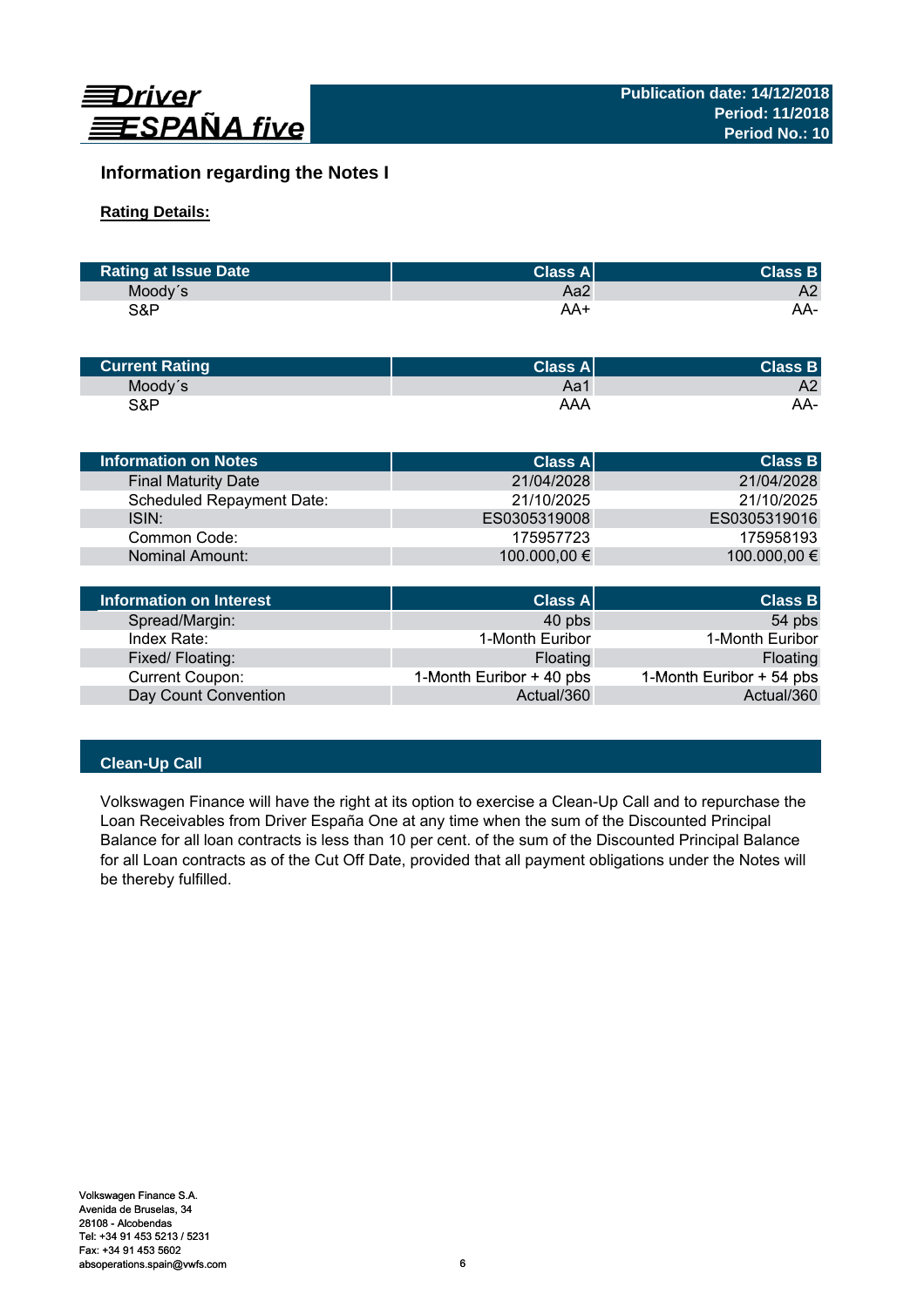## Information regarding the Notes I

**Rating Details:**

| Rating at Issue Date | Class A | Class B |
|---|---|---|
| Moody´s | Aa2 | A2 |
| S&P | AA+ | AA- |

| Current Rating | Class A | Class B |
|---|---|---|
| Moody´s | Aa1 | A2 |
| S&P | AAA | AA- |

| Information on Notes | Class A | Class B |
|---|---|---|
| Final Maturity Date | 21/04/2028 | 21/04/2028 |
| Scheduled Repayment Date: | 21/10/2025 | 21/10/2025 |
| ISIN: | ES0305319008 | ES0305319016 |
| Common Code: | 175957723 | 175958193 |
| Nominal Amount: | 100.000,00 € | 100.000,00 € |

| Information on Interest | Class A | Class B |
|---|---|---|
| Spread/Margin: | 40 pbs | 54 pbs |
| Index Rate: | 1-Month Euribor | 1-Month Euribor |
| Fixed/ Floating: | Floating | Floating |
| Current Coupon: | 1-Month Euribor + 40 pbs | 1-Month Euribor + 54 pbs |
| Day Count Convention | Actual/360 | Actual/360 |

### Clean-Up Call

Volkswagen Finance will have the right at its option to exercise a Clean-Up Call and to repurchase the Loan Receivables from Driver España One at any time when the sum of the Discounted Principal Balance for all loan contracts is less than 10 per cent. of the sum of the Discounted Principal Balance for all Loan contracts as of the Cut Off Date, provided that all payment obligations under the Notes will be thereby fulfilled.

Volkswagen Finance S.A.
Avenida de Bruselas, 34
28108 - Alcobendas
Tel: +34 91 453 5213 / 5231
Fax: +34 91 453 5602
absoperations.spain@vwfs.com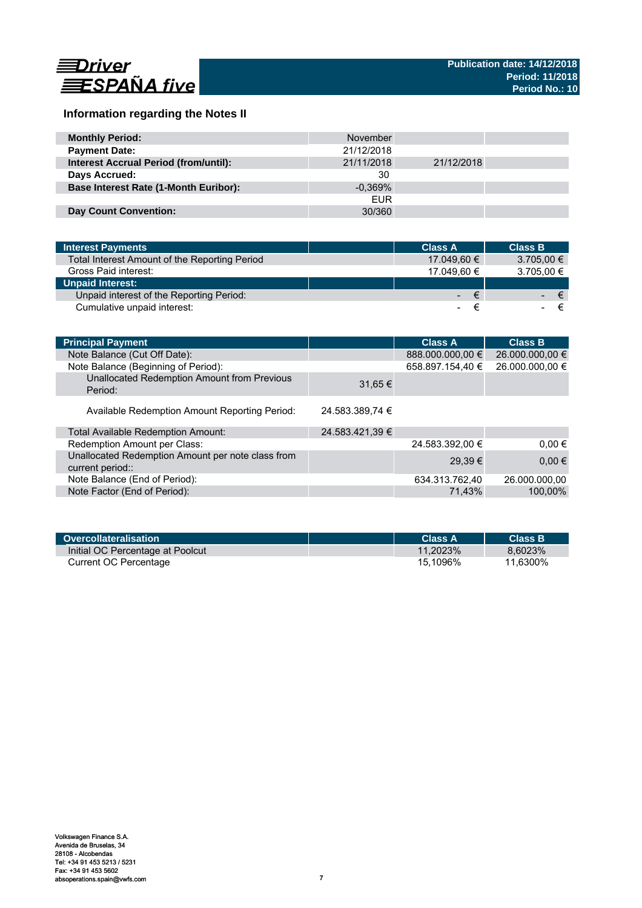Driver ESPAÑA five

Publication date: 14/12/2018
Period: 11/2018
Period No.: 10

## Information regarding the Notes II

| | | | |
|---|---|---|---|
| **Monthly Period:** | November | | |
| **Payment Date:** | 21/12/2018 | | |
| **Interest Accrual Period (from/until):** | 21/11/2018 | 21/12/2018 | |
| **Days Accrued:** | 30 | | |
| **Base Interest Rate (1-Month Euribor):** | -0,369% | | |
| | EUR | | |
| **Day Count Convention:** | 30/360 | | |

| **Interest Payments** | | **Class A** | **Class B** |
|---|---|---|---|
| Total Interest Amount of the Reporting Period | | 17.049,60 € | 3.705,00 € |
| Gross Paid interest: | | 17.049,60 € | 3.705,00 € |
| **Unpaid Interest:** | | | |
| Unpaid interest of the Reporting Period: | | - € | - € |
| Cumulative unpaid interest: | | - € | - € |

| **Principal Payment** | | **Class A** | **Class B** |
|---|---|---|---|
| Note Balance (Cut Off Date): | | 888.000.000,00 € | 26.000.000,00 € |
| Note Balance (Beginning of Period): | | 658.897.154,40 € | 26.000.000,00 € |
| Unallocated Redemption Amount from Previous Period: | 31,65 € | | |
| Available Redemption Amount Reporting Period: | 24.583.389,74 € | | |
| Total Available Redemption Amount: | 24.583.421,39 € | | |
| Redemption Amount per Class: | | 24.583.392,00 € | 0,00 € |
| Unallocated Redemption Amount per note class from current period:: | | 29,39 € | 0,00 € |
| Note Balance (End of Period): | | 634.313.762,40 | 26.000.000,00 |
| Note Factor (End of Period): | | 71,43% | 100,00% |

| **Overcollateralisation** | | **Class A** | **Class B** |
|---|---|---|---|
| Initial OC Percentage at Poolcut | | 11,2023% | 8,6023% |
| Current OC Percentage | | 15,1096% | 11,6300% |

Volkswagen Finance S.A.
Avenida de Bruselas, 34
28108 - Alcobendas
Tel: +34 91 453 5213 / 5231
Fax: +34 91 453 5602
absoperations.spain@vwfs.com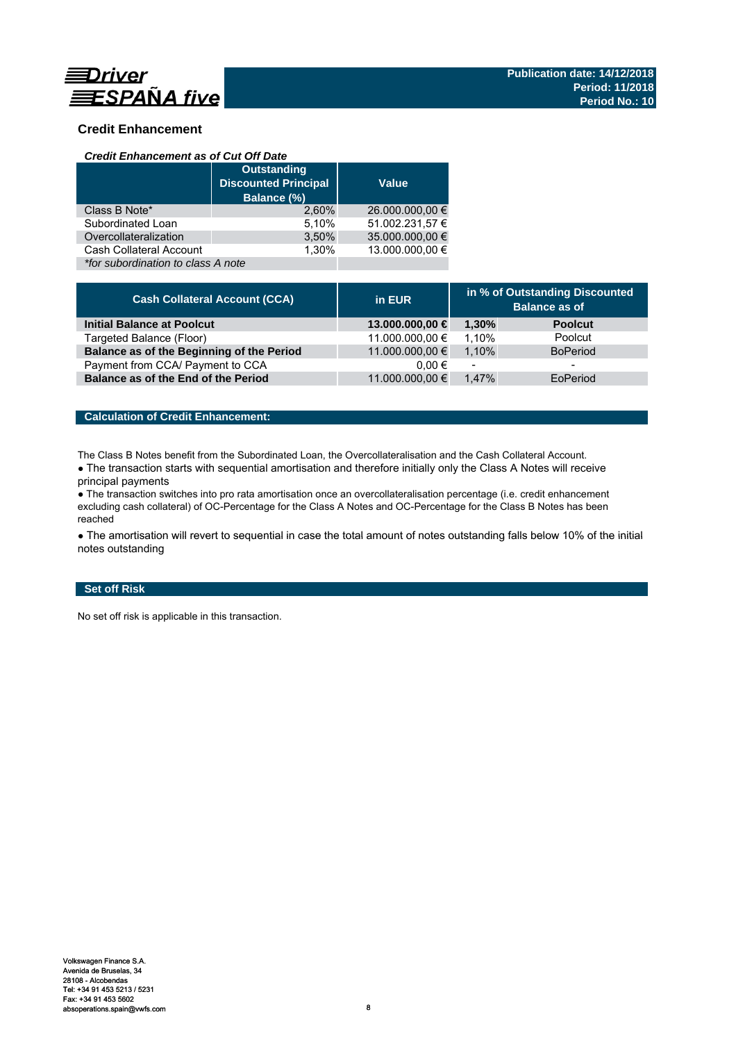## Credit Enhancement

### *Credit Enhancement as of Cut Off Date*

| | Outstanding Discounted Principal Balance (%) | Value |
|---|---|---|
| Class B Note* | 2,60% | 26.000.000,00 € |
| Subordinated Loan | 5,10% | 51.002.231,57 € |
| Overcollateralization | 3,50% | 35.000.000,00 € |
| Cash Collateral Account | 1,30% | 13.000.000,00 € |
| *\*for subordination to class A note* | | |

| Cash Collateral Account (CCA) | in EUR | in % of Outstanding Discounted Balance as of | |
|---|---|---|---|
| **Initial Balance at Poolcut** | **13.000.000,00 €** | **1,30%** | **Poolcut** |
| Targeted Balance (Floor) | 11.000.000,00 € | 1,10% | Poolcut |
| **Balance as of the Beginning of the Period** | 11.000.000,00 € | 1,10% | BoPeriod |
| Payment from CCA/ Payment to CCA | 0,00 € | - | - |
| **Balance as of the End of the Period** | 11.000.000,00 € | 1,47% | EoPeriod |

### Calculation of Credit Enhancement:

The Class B Notes benefit from the Subordinated Loan, the Overcollateralisation and the Cash Collateral Account.

- The transaction starts with sequential amortisation and therefore initially only the Class A Notes will receive principal payments
- The transaction switches into pro rata amortisation once an overcollateralisation percentage (i.e. credit enhancement excluding cash collateral) of OC-Percentage for the Class A Notes and OC-Percentage for the Class B Notes has been reached
- The amortisation will revert to sequential in case the total amount of notes outstanding falls below 10% of the initial notes outstanding

### Set off Risk

No set off risk is applicable in this transaction.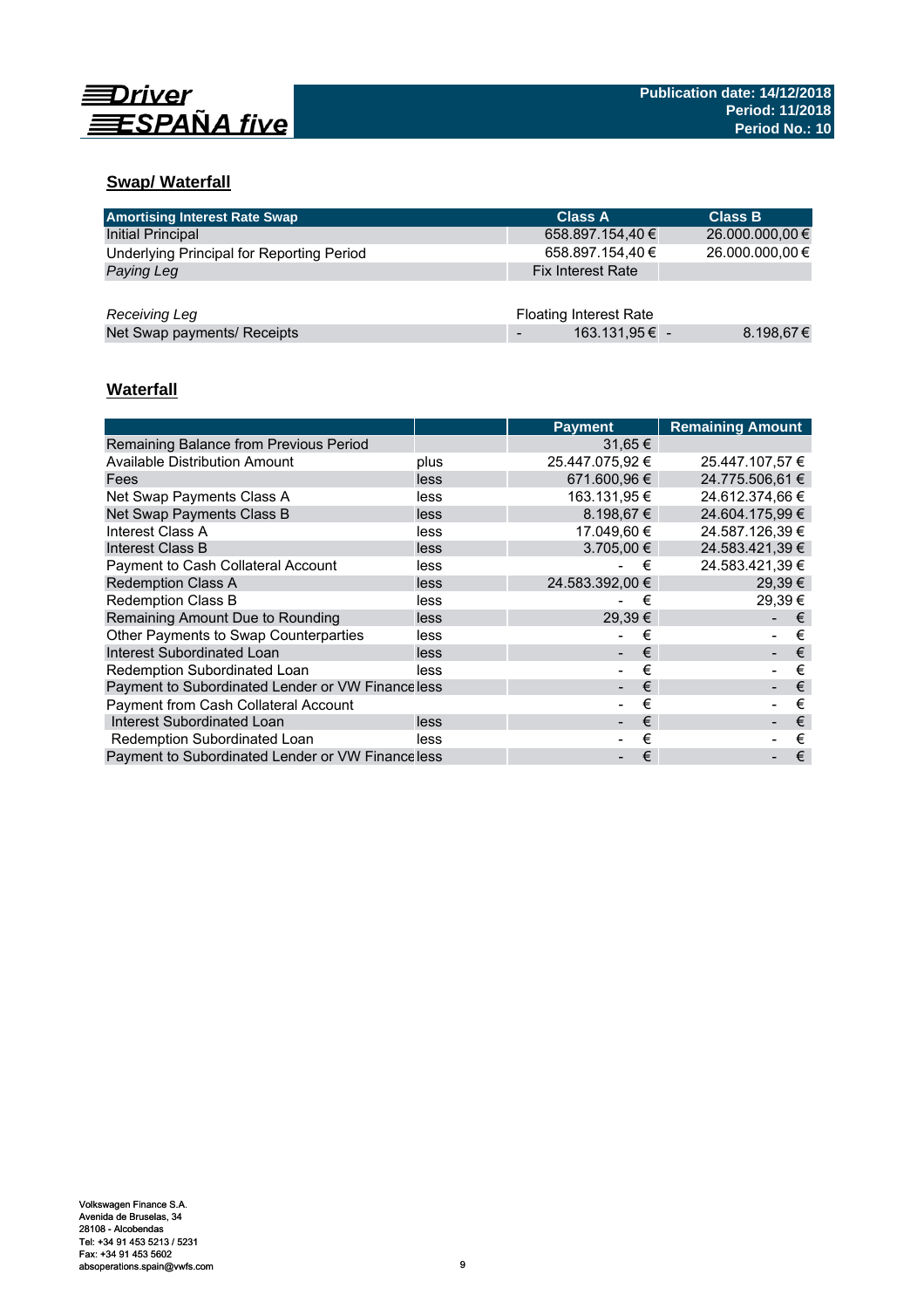## Swap/ Waterfall

| Amortising Interest Rate Swap | Class A | Class B |
|---|---|---|
| Initial Principal | 658.897.154,40 € | 26.000.000,00 € |
| Underlying Principal for Reporting Period | 658.897.154,40 € | 26.000.000,00 € |
| *Paying Leg* | Fix Interest Rate | |
| | | |
| *Receiving Leg* | Floating Interest Rate | |
| Net Swap payments/ Receipts | - 163.131,95 € | - 8.198,67 € |

## Waterfall

| | | Payment | Remaining Amount |
|---|---|---|---|
| Remaining Balance from Previous Period | | 31,65 € | |
| Available Distribution Amount | plus | 25.447.075,92 € | 25.447.107,57 € |
| Fees | less | 671.600,96 € | 24.775.506,61 € |
| Net Swap Payments Class A | less | 163.131,95 € | 24.612.374,66 € |
| Net Swap Payments Class B | less | 8.198,67 € | 24.604.175,99 € |
| Interest Class A | less | 17.049,60 € | 24.587.126,39 € |
| Interest Class B | less | 3.705,00 € | 24.583.421,39 € |
| Payment to Cash Collateral Account | less | - € | 24.583.421,39 € |
| Redemption Class A | less | 24.583.392,00 € | 29,39 € |
| Redemption Class B | less | - € | 29,39 € |
| Remaining Amount Due to Rounding | less | 29,39 € | - € |
| Other Payments to Swap Counterparties | less | - € | - € |
| Interest Subordinated Loan | less | - € | - € |
| Redemption Subordinated Loan | less | - € | - € |
| Payment to Subordinated Lender or VW Finance | less | - € | - € |
| Payment from Cash Collateral Account | | - € | - € |
| Interest Subordinated Loan | less | - € | - € |
| Redemption Subordinated Loan | less | - € | - € |
| Payment to Subordinated Lender or VW Finance | less | - € | - € |

Volkswagen Finance S.A.
Avenida de Bruselas, 34
28108 - Alcobendas
Tel: +34 91 453 5213 / 5231
Fax: +34 91 453 5602
absoperations.spain@vwfs.com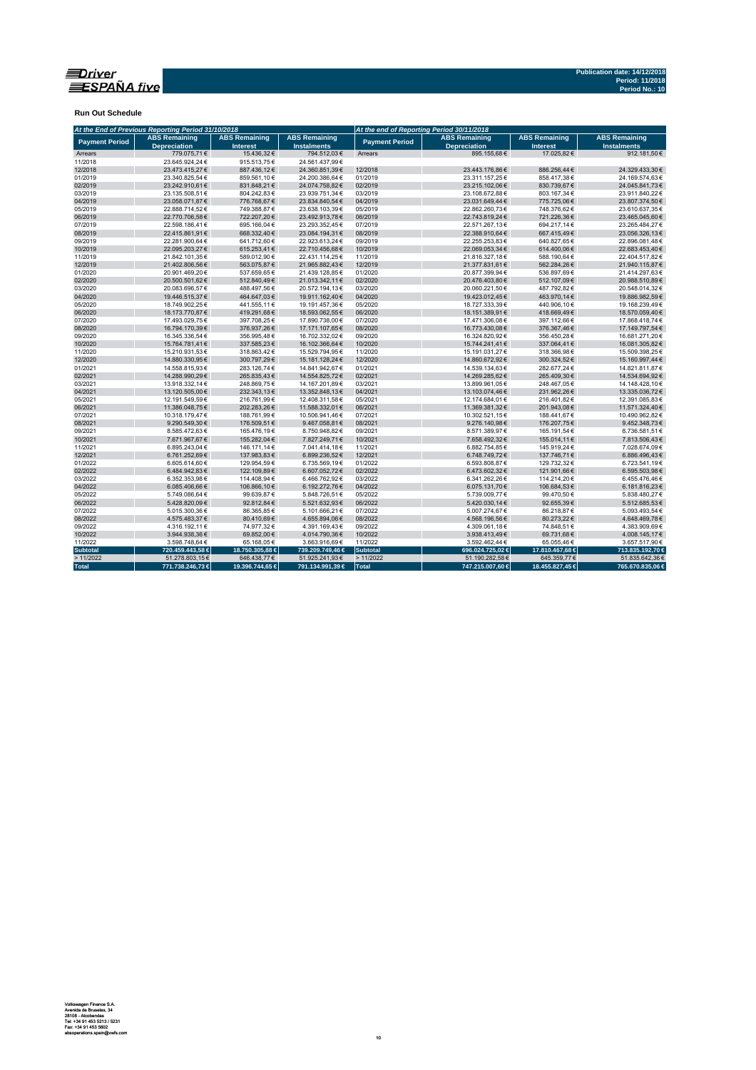Publication date: 14/12/2018
Period: 11/2018
Period No.: 10

**Run Out Schedule**

| At the End of Previous Reporting Period 31/10/2018 | | | | At the end of Reporting Period 30/11/2018 | | | |
|---|---|---|---|---|---|---|---|
| Payment Period | ABS Remaining Depreciation | ABS Remaining Interest | ABS Remaining Instalments | Payment Period | ABS Remaining Depreciation | ABS Remaining Interest | ABS Remaining Instalments |
| Arrears | 779.075,71 € | 15.436,32 € | 794.512,03 € | Arrears | 895.155,68 € | 17.025,82 € | 912.181,50 € |
| 11/2018 | 23.645.924,24 € | 915.513,75 € | 24.561.437,99 € | | | | |
| 12/2018 | 23.473.415,27 € | 887.436,12 € | 24.360.851,39 € | 12/2018 | 23.443.176,86 € | 886.256,44 € | 24.329.433,30 € |
| 01/2019 | 23.340.825,54 € | 859.561,10 € | 24.200.386,64 € | 01/2019 | 23.311.157,25 € | 858.417,38 € | 24.169.574,63 € |
| 02/2019 | 23.242.910,61 € | 831.848,21 € | 24.074.758,82 € | 02/2019 | 23.215.102,06 € | 830.739,67 € | 24.045.841,73 € |
| 03/2019 | 23.135.508,51 € | 804.242,83 € | 23.939.751,34 € | 03/2019 | 23.108.672,88 € | 803.167,34 € | 23.911.840,22 € |
| 04/2019 | 23.058.071,87 € | 776.768,67 € | 23.834.840,54 € | 04/2019 | 23.031.649,44 € | 775.725,06 € | 23.807.374,50 € |
| 05/2019 | 22.888.714,52 € | 749.388,87 € | 23.638.103,39 € | 05/2019 | 22.862.260,73 € | 748.376,62 € | 23.610.637,35 € |
| 06/2019 | 22.770.706,58 € | 722.207,20 € | 23.492.913,78 € | 06/2019 | 22.743.819,24 € | 721.226,36 € | 23.465.045,60 € |
| 07/2019 | 22.598.186,41 € | 695.166,04 € | 23.293.352,45 € | 07/2019 | 22.571.267,13 € | 694.217,14 € | 23.265.484,27 € |
| 08/2019 | 22.415.861,91 € | 668.332,40 € | 23.084.194,31 € | 08/2019 | 22.388.910,64 € | 667.415,49 € | 23.056.326,13 € |
| 09/2019 | 22.281.900,64 € | 641.712,60 € | 22.923.613,24 € | 09/2019 | 22.255.253,83 € | 640.827,65 € | 22.896.081,48 € |
| 10/2019 | 22.095.203,27 € | 615.253,41 € | 22.710.456,68 € | 10/2019 | 22.069.053,34 € | 614.400,06 € | 22.683.453,40 € |
| 11/2019 | 21.842.101,35 € | 589.012,90 € | 22.431.114,25 € | 11/2019 | 21.816.327,18 € | 588.190,64 € | 22.404.517,82 € |
| 12/2019 | 21.402.806,56 € | 563.075,87 € | 21.965.882,43 € | 12/2019 | 21.377.831,61 € | 562.284,26 € | 21.940.115,87 € |
| 01/2020 | 20.901.469,20 € | 537.659,65 € | 21.439.128,85 € | 01/2020 | 20.877.399,94 € | 536.897,69 € | 21.414.297,63 € |
| 02/2020 | 20.500.501,62 € | 512.840,49 € | 21.013.342,11 € | 02/2020 | 20.476.403,80 € | 512.107,09 € | 20.988.510,89 € |
| 03/2020 | 20.083.696,57 € | 488.497,56 € | 20.572.194,13 € | 03/2020 | 20.060.221,50 € | 487.792,82 € | 20.548.014,32 € |
| 04/2020 | 19.446.515,37 € | 464.647,03 € | 19.911.162,40 € | 04/2020 | 19.423.012,45 € | 463.970,14 € | 19.886.982,59 € |
| 05/2020 | 18.749.902,25 € | 441.555,11 € | 19.191.457,36 € | 05/2020 | 18.727.333,39 € | 440.906,10 € | 19.168.239,49 € |
| 06/2020 | 18.173.770,87 € | 419.291,68 € | 18.593.062,55 € | 06/2020 | 18.151.389,91 € | 418.669,49 € | 18.570.059,40 € |
| 07/2020 | 17.493.029,75 € | 397.708,25 € | 17.890.738,00 € | 07/2020 | 17.471.306,08 € | 397.112,66 € | 17.868.418,74 € |
| 08/2020 | 16.794.170,39 € | 376.937,26 € | 17.171.107,65 € | 08/2020 | 16.773.430,08 € | 376.367,46 € | 17.149.797,54 € |
| 09/2020 | 16.345.336,54 € | 356.995,48 € | 16.702.332,02 € | 09/2020 | 16.324.820,92 € | 356.450,28 € | 16.681.271,20 € |
| 10/2020 | 15.764.781,41 € | 337.585,23 € | 16.102.366,64 € | 10/2020 | 15.744.241,41 € | 337.064,41 € | 16.081.305,82 € |
| 11/2020 | 15.210.931,53 € | 318.863,42 € | 15.529.794,95 € | 11/2020 | 15.191.031,27 € | 318.366,98 € | 15.509.398,25 € |
| 12/2020 | 14.880.330,95 € | 300.797,29 € | 15.181.128,24 € | 12/2020 | 14.860.672,92 € | 300.324,52 € | 15.160.997,44 € |
| 01/2021 | 14.558.815,93 € | 283.126,74 € | 14.841.942,67 € | 01/2021 | 14.539.134,63 € | 282.677,24 € | 14.821.811,87 € |
| 02/2021 | 14.288.990,29 € | 265.835,43 € | 14.554.825,72 € | 02/2021 | 14.269.285,62 € | 265.409,30 € | 14.534.694,92 € |
| 03/2021 | 13.918.332,14 € | 248.869,75 € | 14.167.201,89 € | 03/2021 | 13.899.961,05 € | 248.467,05 € | 14.148.428,10 € |
| 04/2021 | 13.120.505,00 € | 232.343,13 € | 13.352.848,13 € | 04/2021 | 13.103.074,46 € | 231.962,26 € | 13.335.036,72 € |
| 05/2021 | 12.191.549,59 € | 216.761,99 € | 12.408.311,58 € | 05/2021 | 12.174.684,01 € | 216.401,82 € | 12.391.085,83 € |
| 06/2021 | 11.386.048,75 € | 202.283,26 € | 11.588.332,01 € | 06/2021 | 11.369.381,32 € | 201.943,08 € | 11.571.324,40 € |
| 07/2021 | 10.318.179,47 € | 188.761,99 € | 10.506.941,46 € | 07/2021 | 10.302.521,15 € | 188.441,67 € | 10.490.962,82 € |
| 08/2021 | 9.290.549,30 € | 176.509,51 € | 9.467.058,81 € | 08/2021 | 9.276.140,98 € | 176.207,75 € | 9.452.348,73 € |
| 09/2021 | 8.585.472,63 € | 165.476,19 € | 8.750.948,82 € | 09/2021 | 8.571.389,97 € | 165.191,54 € | 8.736.581,51 € |
| 10/2021 | 7.671.967,67 € | 155.282,04 € | 7.827.249,71 € | 10/2021 | 7.658.492,32 € | 155.014,11 € | 7.813.506,43 € |
| 11/2021 | 6.895.243,04 € | 146.171,14 € | 7.041.414,18 € | 11/2021 | 6.882.754,85 € | 145.919,24 € | 7.028.674,09 € |
| 12/2021 | 6.761.252,69 € | 137.983,83 € | 6.899.236,52 € | 12/2021 | 6.748.749,72 € | 137.746,71 € | 6.886.496,43 € |
| 01/2022 | 6.605.614,60 € | 129.954,59 € | 6.735.569,19 € | 01/2022 | 6.593.808,87 € | 129.732,32 € | 6.723.541,19 € |
| 02/2022 | 6.484.942,83 € | 122.109,89 € | 6.607.052,72 € | 02/2022 | 6.473.602,32 € | 121.901,66 € | 6.595.503,98 € |
| 03/2022 | 6.352.353,98 € | 114.408,94 € | 6.466.762,92 € | 03/2022 | 6.341.262,26 € | 114.214,20 € | 6.455.476,46 € |
| 04/2022 | 6.085.406,66 € | 106.866,10 € | 6.192.272,76 € | 04/2022 | 6.075.131,70 € | 106.684,53 € | 6.181.816,23 € |
| 05/2022 | 5.749.086,64 € | 99.639,87 € | 5.848.726,51 € | 05/2022 | 5.739.009,77 € | 99.470,50 € | 5.838.480,27 € |
| 06/2022 | 5.428.820,09 € | 92.812,84 € | 5.521.632,93 € | 06/2022 | 5.420.030,14 € | 92.655,39 € | 5.512.685,53 € |
| 07/2022 | 5.015.300,36 € | 86.365,85 € | 5.101.666,21 € | 07/2022 | 5.007.274,67 € | 86.218,87 € | 5.093.493,54 € |
| 08/2022 | 4.575.483,37 € | 80.410,69 € | 4.655.894,06 € | 08/2022 | 4.568.196,56 € | 80.273,22 € | 4.648.469,78 € |
| 09/2022 | 4.316.192,11 € | 74.977,32 € | 4.391.169,43 € | 09/2022 | 4.309.061,18 € | 74.848,51 € | 4.383.909,69 € |
| 10/2022 | 3.944.938,36 € | 69.852,00 € | 4.014.790,36 € | 10/2022 | 3.938.413,49 € | 69.731,68 € | 4.008.145,17 € |
| 11/2022 | 3.598.748,64 € | 65.168,05 € | 3.663.916,69 € | 11/2022 | 3.592.462,44 € | 65.055,46 € | 3.657.517,90 € |
| **Subtotal** | **720.459.443,58 €** | **18.750.305,88 €** | **739.209.749,46 €** | **Subtotal** | **696.024.725,02 €** | **17.810.467,68 €** | **713.835.192,70 €** |
| > 11/2022 | 51.278.803,15 € | 646.438,77 € | 51.925.241,93 € | > 11/2022 | 51.190.282,58 € | 645.359,77 € | 51.835.642,36 € |
| **Total** | **771.738.246,73 €** | **19.396.744,65 €** | **791.134.991,39 €** | **Total** | **747.215.007,60 €** | **18.455.827,45 €** | **765.670.835,06 €** |

Volkswagen Finance S.A.
Avenida de Bruselas, 34
28108 - Alcobendas
Tel: +34 91 453 5213 / 5231
Fax: +34 91 453 5802
absoperations.spain@vwfs.com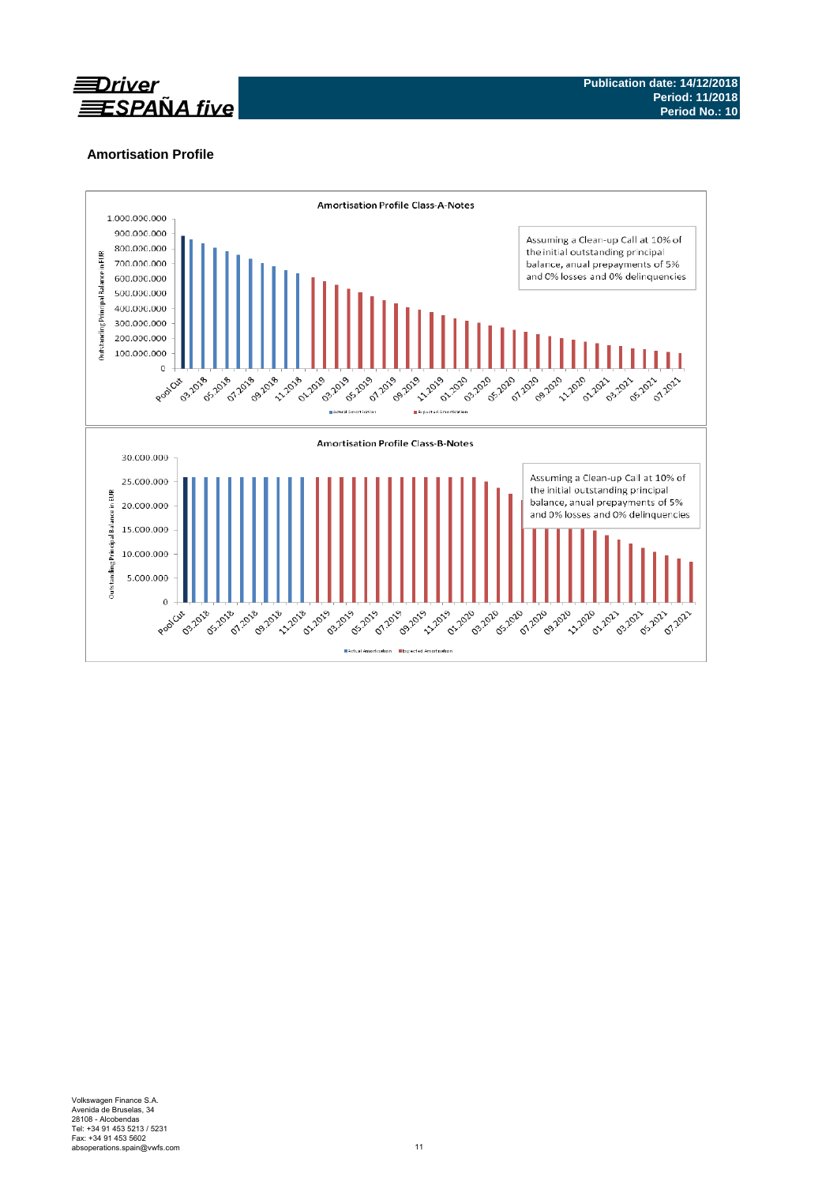## Amortisation Profile

**Amortisation Profile Class-A-Notes**

Assuming a Clean-up Call at 10% of the initial outstanding principal balance, anual prepayments of 5% and 0% losses and 0% delinquencies

**Amortisation Profile Class-B-Notes**

Assuming a Clean-up Call at 10% of the initial outstanding principal balance, anual prepayments of 5% and 0% losses and 0% delinquencies

Volkswagen Finance S.A.
Avenida de Bruselas, 34
28108 - Alcobendas
Tel: +34 91 453 5213 / 5231
Fax: +34 91 453 5602
absoperations.spain@vwfs.com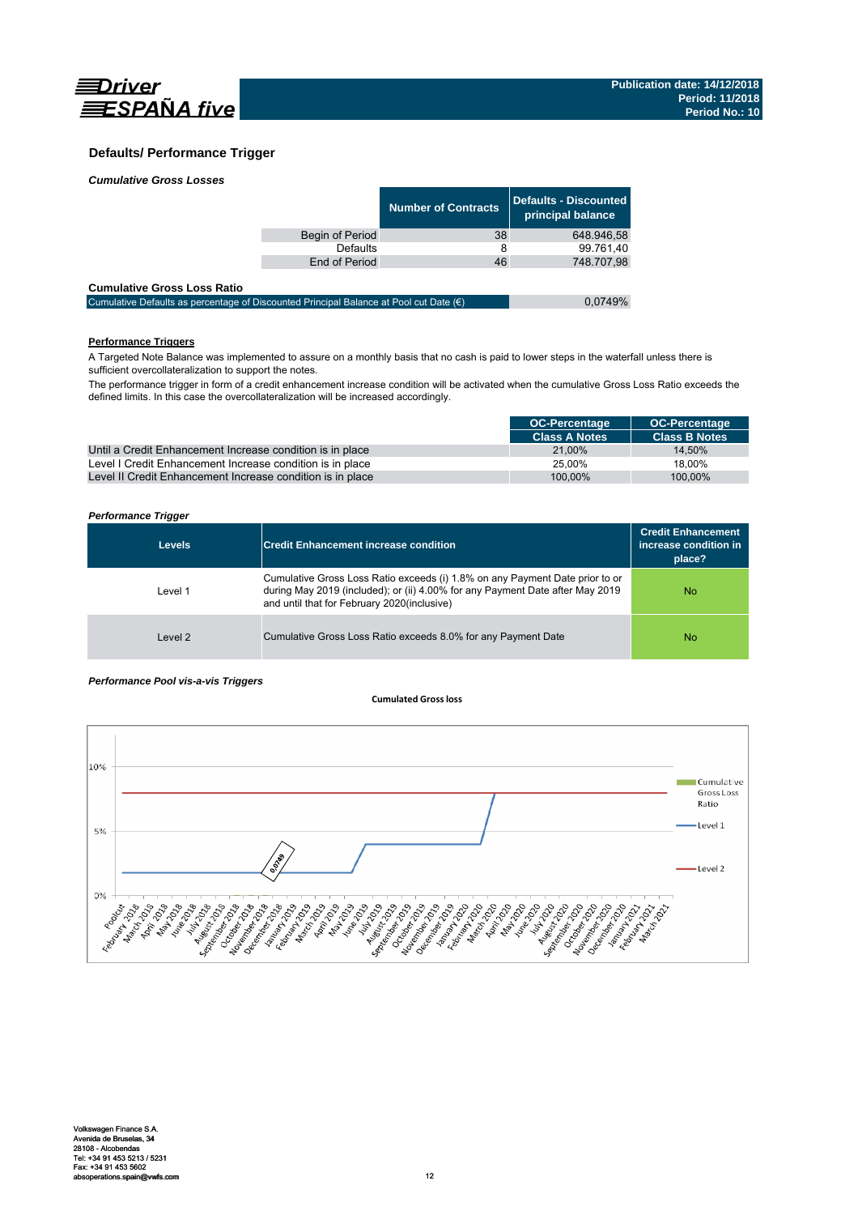## Defaults/ Performance Trigger

***Cumulative Gross Losses***

| | Number of Contracts | Defaults - Discounted principal balance |
|---|---|---|
| Begin of Period | 38 | 648.946,58 |
| Defaults | 8 | 99.761,40 |
| End of Period | 46 | 748.707,98 |

**Cumulative Gross Loss Ratio**

| | |
|---|---|
| Cumulative Defaults as percentage of Discounted Principal Balance at Pool cut Date (€) | 0,0749% |

**Performance Triggers**

A Targeted Note Balance was implemented to assure on a monthly basis that no cash is paid to lower steps in the waterfall unless there is sufficient overcollateralization to support the notes.

The performance trigger in form of a credit enhancement increase condition will be activated when the cumulative Gross Loss Ratio exceeds the defined limits. In this case the overcollateralization will be increased accordingly.

| | OC-Percentage Class A Notes | OC-Percentage Class B Notes |
|---|---|---|
| Until a Credit Enhancement Increase condition is in place | 21,00% | 14,50% |
| Level I Credit Enhancement Increase condition is in place | 25,00% | 18,00% |
| Level II Credit Enhancement Increase condition is in place | 100,00% | 100,00% |

***Performance Trigger***

| Levels | Credit Enhancement increase condition | Credit Enhancement increase condition in place? |
|---|---|---|
| Level 1 | Cumulative Gross Loss Ratio exceeds (i) 1.8% on any Payment Date prior to or during May 2019 (included); or (ii) 4.00% for any Payment Date after May 2019 and until that for February 2020(inclusive) | No |
| Level 2 | Cumulative Gross Loss Ratio exceeds 8.0% for any Payment Date | No |

***Performance Pool vis-a-vis Triggers***

**Cumulated Gross loss**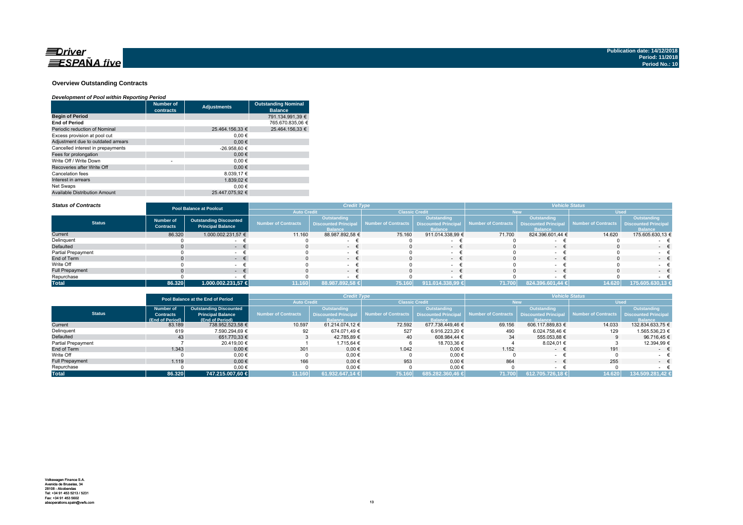Driver ESPAÑA five

Publication date: 14/12/2018
Period: 11/2018
Period No.: 10

## Overview Outstanding Contracts

*Development of Pool within Reporting Period*

| | Number of contracts | Adjustments | Outstanding Nominal Balance |
|---|---|---|---|
| **Begin of Period** | | | 791.134.991,39 € |
| **End of Period** | | | 765.670.835,06 € |
| Periodic reduction of Nominal | | 25.464.156,33 € | 25.464.156,33 € |
| Excess provision at pool cut | | 0,00 € | |
| Adjustment due to outdated arrears | | 0,00 € | |
| Cancelled interest in prepayments | | -26.958,60 € | |
| Fees for prolongation | | 0,00 € | |
| Write Off / Write Down | - | 0,00 € | |
| Recoveries after Write Off | | 0,00 € | |
| Cancelation fees | | 8.039,17 € | |
| Interest in arrears | | 1.839,02 € | |
| Net Swaps | | 0,00 € | |
| Available Distribution Amount | | 25.447.075,92 € | |

*Status of Contracts*

| | Pool Balance at Poolcut | | Credit Type | | | | Vehicle Status | | | |
|---|---|---|---|---|---|---|---|---|---|---|
| | | | Auto Credit | | Classic Credit | | New | | Used | |
| **Status** | Number of Contracts | Outstanding Discounted Principal Balance | Number of Contracts | Outstanding Discounted Principal Balance | Number of Contracts | Outstanding Discounted Principal Balance | Number of Contracts | Outstanding Discounted Principal Balance | Number of Contracts | Outstanding Discounted Principal Balance |
| Current | 86.320 | 1.000.002.231,57 € | 11.160 | 88.987.892,58 € | 75.160 | 911.014.338,99 € | 71.700 | 824.396.601,44 € | 14.620 | 175.605.630,13 € |
| Delinquent | 0 | - € | 0 | - € | 0 | - € | 0 | - € | 0 | - € |
| Defaulted | 0 | - € | 0 | - € | 0 | - € | 0 | - € | 0 | - € |
| Partial Prepayment | 0 | - € | 0 | - € | 0 | - € | 0 | - € | 0 | - € |
| End of Term | 0 | - € | 0 | - € | 0 | - € | 0 | - € | 0 | - € |
| Write Off | 0 | - € | 0 | - € | 0 | - € | 0 | - € | 0 | - € |
| Full Prepayment | 0 | - € | 0 | - € | 0 | - € | 0 | - € | 0 | - € |
| Repurchase | 0 | - € | 0 | - € | 0 | - € | 0 | - € | 0 | - € |
| **Total** | **86.320** | **1.000.002.231,57 €** | **11.160** | **88.987.892,58 €** | **75.160** | **911.014.338,99 €** | **71.700** | **824.396.601,44 €** | **14.620** | **175.605.630,13 €** |

| | Pool Balance at the End of Period | | Credit Type | | | | Vehicle Status | | | |
|---|---|---|---|---|---|---|---|---|---|---|
| | | | Auto Credit | | Classic Credit | | New | | Used | |
| **Status** | Number of Contracts (End of Period) | Outstanding Discounted Principal Balance (End of Period) | Number of Contracts | Outstanding Discounted Principal Balance | Number of Contracts | Outstanding Discounted Principal Balance | Number of Contracts | Outstanding Discounted Principal Balance | Number of Contracts | Outstanding Discounted Principal Balance |
| Current | 83.189 | 738.952.523,58 € | 10.597 | 61.214.074,12 € | 72.592 | 677.738.449,46 € | 69.156 | 606.117.889,83 € | 14.033 | 132.834.633,75 € |
| Delinquent | 619 | 7.590.294,69 € | 92 | 674.071,49 € | 527 | 6.916.223,20 € | 490 | 6.024.758,46 € | 129 | 1.565.536,23 € |
| Defaulted | 43 | 651.770,33 € | 3 | 42.785,89 € | 40 | 608.984,44 € | 34 | 555.053,88 € | 9 | 96.716,45 € |
| Partial Prepayment | 7 | 20.419,00 € | 1 | 1.715,64 € | 6 | 18.703,36 € | 4 | 8.024,01 € | 3 | 12.394,99 € |
| End of Term | 1.343 | 0,00 € | 301 | 0,00 € | 1.042 | 0,00 € | 1.152 | - € | 191 | - € |
| Write Off | 0 | 0,00 € | 0 | 0,00 € | 0 | 0,00 € | 0 | - € | 0 | - € |
| Full Prepayment | 1.119 | 0,00 € | 166 | 0,00 € | 953 | 0,00 € | 864 | - € | 255 | - € |
| Repurchase | 0 | 0,00 € | 0 | 0,00 € | 0 | 0,00 € | 0 | - € | 0 | - € |
| **Total** | **86.320** | **747.215.007,60 €** | **11.160** | **61.932.647,14 €** | **75.160** | **685.282.360,46 €** | **71.700** | **612.705.726,18 €** | **14.620** | **134.509.281,42 €** |

Volkswagen Finance S.A.
Avenida de Bruselas, 34
28108 - Alcobendas
Tel: +34 91 453 5213 / 5231
Fax: +34 91 453 5602
absoperations.spain@vwfs.com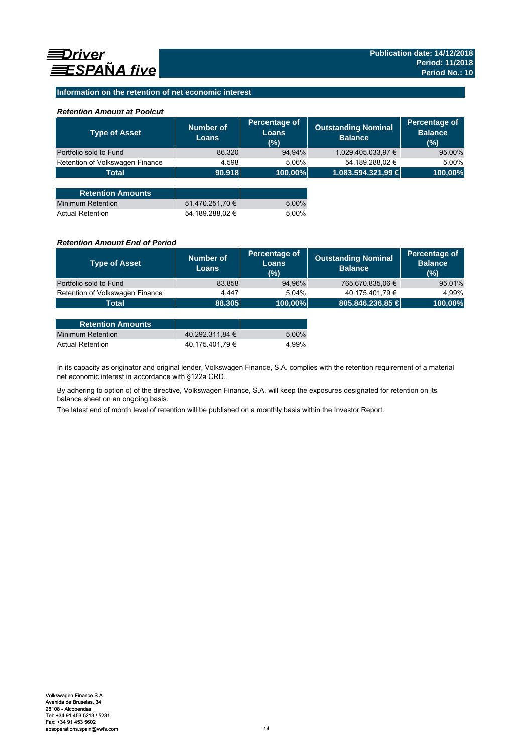## Information on the retention of net economic interest

### *Retention Amount at Poolcut*

| Type of Asset | Number of Loans | Percentage of Loans (%) | Outstanding Nominal Balance | Percentage of Balance (%) |
|---|---|---|---|---|
| Portfolio sold to Fund | 86.320 | 94,94% | 1.029.405.033,97 € | 95,00% |
| Retention of Volkswagen Finance | 4.598 | 5,06% | 54.189.288,02 € | 5,00% |
| **Total** | **90.918** | **100,00%** | **1.083.594.321,99 €** | **100,00%** |

| Retention Amounts | | |
|---|---|---|
| Minimum Retention | 51.470.251,70 € | 5,00% |
| Actual Retention | 54.189.288,02 € | 5,00% |

### *Retention Amount End of Period*

| Type of Asset | Number of Loans | Percentage of Loans (%) | Outstanding Nominal Balance | Percentage of Balance (%) |
|---|---|---|---|---|
| Portfolio sold to Fund | 83.858 | 94,96% | 765.670.835,06 € | 95,01% |
| Retention of Volkswagen Finance | 4.447 | 5,04% | 40.175.401,79 € | 4,99% |
| **Total** | **88.305** | **100,00%** | **805.846.236,85 €** | **100,00%** |

| Retention Amounts | | |
|---|---|---|
| Minimum Retention | 40.292.311,84 € | 5,00% |
| Actual Retention | 40.175.401,79 € | 4,99% |

In its capacity as originator and original lender, Volkswagen Finance, S.A. complies with the retention requirement of a material net economic interest in accordance with §122a CRD.

By adhering to option c) of the directive, Volkswagen Finance, S.A. will keep the exposures designated for retention on its balance sheet on an ongoing basis.

The latest end of month level of retention will be published on a monthly basis within the Investor Report.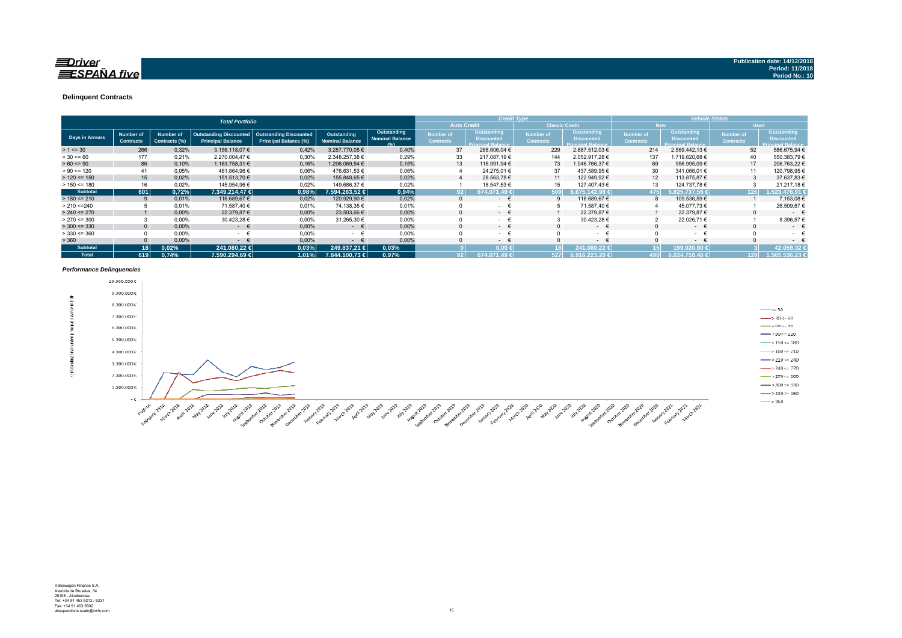**Driver ESPAÑA five**

Publication date: 14/12/2018
Period: 11/2018
Period No.: 10

### Delinquent Contracts

| | Total Portfolio | | | | | | Credit Type | | | | Vehicle Status | | | |
|---|---|---|---|---|---|---|---|---|---|---|---|---|---|---|
| | | | | | | | Auto Credit | | Classic Credit | | New | | Used | |
| Days in Arrears | Number of Contracts | Number of Contracts (%) | Outstanding Discounted Principal Balance | Outstanding Discounted Principal Balance (%) | Outstanding Nominal Balance | Outstanding Nominal Balance (%) | Number of Contracts | Outstanding Discounted Principal Balance | Number of Contracts | Outstanding Discounted Principal Balance | Number of Contracts | Outstanding Discounted Principal Balance | Number of Contracts | Outstanding Discounted Principal Balance |
| > 1 <= 30 | 266 | 0,32% | 3.156.118,07 € | 0,42% | 3.257.770,05 € | 0,40% | 37 | 268.606,04 € | 229 | 2.887.512,03 € | 214 | 2.569.442,13 € | 52 | 586.675,94 € |
| > 30 <= 60 | 177 | 0,21% | 2.270.004,47 € | 0,30% | 2.348.257,38 € | 0,29% | 33 | 217.087,19 € | 144 | 2.052.917,28 € | 137 | 1.719.620,68 € | 40 | 550.383,79 € |
| > 60 <= 90 | 86 | 0,10% | 1.163.758,31 € | 0,16% | 1.206.069,54 € | 0,15% | 13 | 116.991,94 € | 73 | 1.046.766,37 € | 69 | 956.995,09 € | 17 | 206.763,22 € |
| > 90 <= 120 | 41 | 0,05% | 461.864,96 € | 0,06% | 476.631,53 € | 0,06% | 4 | 24.275,01 € | 37 | 437.589,95 € | 30 | 341.066,01 € | 11 | 120.798,95 € |
| > 120 <= 150 | 15 | 0,02% | 151.513,70 € | 0,02% | 155.848,65 € | 0,02% | 4 | 28.563,78 € | 11 | 122.949,92 € | 12 | 113.875,87 € | 3 | 37.637,83 € |
| > 150 <= 180 | 16 | 0,02% | 145.954,96 € | 0,02% | 149.686,37 € | 0,02% | 1 | 18.547,53 € | 15 | 127.407,43 € | 13 | 124.737,78 € | 3 | 21.217,18 € |
| **Subtotal** | **601** | **0,72%** | **7.349.214,47 €** | **0,98%** | **7.594.263,52 €** | **0,94%** | **92** | **674.071,49 €** | **509** | **6.675.142,98 €** | **475** | **5.825.737,56 €** | **126** | **1.523.476,91 €** |
| > 180 <= 210 | 9 | 0,01% | 116.689,67 € | 0,02% | 120.929,90 € | 0,02% | 0 | - € | 9 | 116.689,67 € | 8 | 109.536,59 € | 1 | 7.153,08 € |
| > 210 <=240 | 5 | 0,01% | 71.587,40 € | 0,01% | 74.138,35 € | 0,01% | 0 | - € | 5 | 71.587,40 € | 4 | 45.077,73 € | 1 | 26.509,67 € |
| > 240 <= 270 | 1 | 0,00% | 22.379,87 € | 0,00% | 23.503,66 € | 0,00% | 0 | - € | 1 | 22.379,87 € | 1 | 22.379,87 € | 0 | - € |
| > 270 <= 300 | 3 | 0,00% | 30.423,28 € | 0,00% | 31.265,30 € | 0,00% | 0 | - € | 3 | 30.423,28 € | 2 | 22.026,71 € | 1 | 8.396,57 € |
| > 300 <= 330 | 0 | 0,00% | - € | 0,00% | - € | 0,00% | 0 | - € | 0 | - € | 0 | - € | 0 | - € |
| > 330 <= 360 | 0 | 0,00% | - € | 0,00% | - € | 0,00% | 0 | - € | 0 | - € | 0 | - € | 0 | - € |
| > 360 | 0 | 0,00% | - € | 0,00% | - € | 0,00% | 0 | - € | 0 | - € | 0 | - € | 0 | - € |
| **Subtotal** | **18** | **0,02%** | **241.080,22 €** | **0,03%** | **249.837,21 €** | **0,03%** | **0** | **0,00 €** | **18** | **241.080,22 €** | **15** | **199.020,90 €** | **3** | **42.059,32 €** |
| **Total** | **619** | **0,74%** | **7.590.294,69 €** | **1,01%** | **7.844.100,73 €** | **0,97%** | **92** | **674.071,49 €** | **527** | **6.916.223,20 €** | **490** | **6.024.758,46 €** | **129** | **1.565.536,23 €** |

#### *Performance Delinquencies*

Volkswagen Finance S.A.
Avenida de Bruselas, 34
28108 - Alcobendas
Tel: +34 91 453 5213 / 5231
Fax: +34 91 453 5602
absoperations.spain@vwfs.com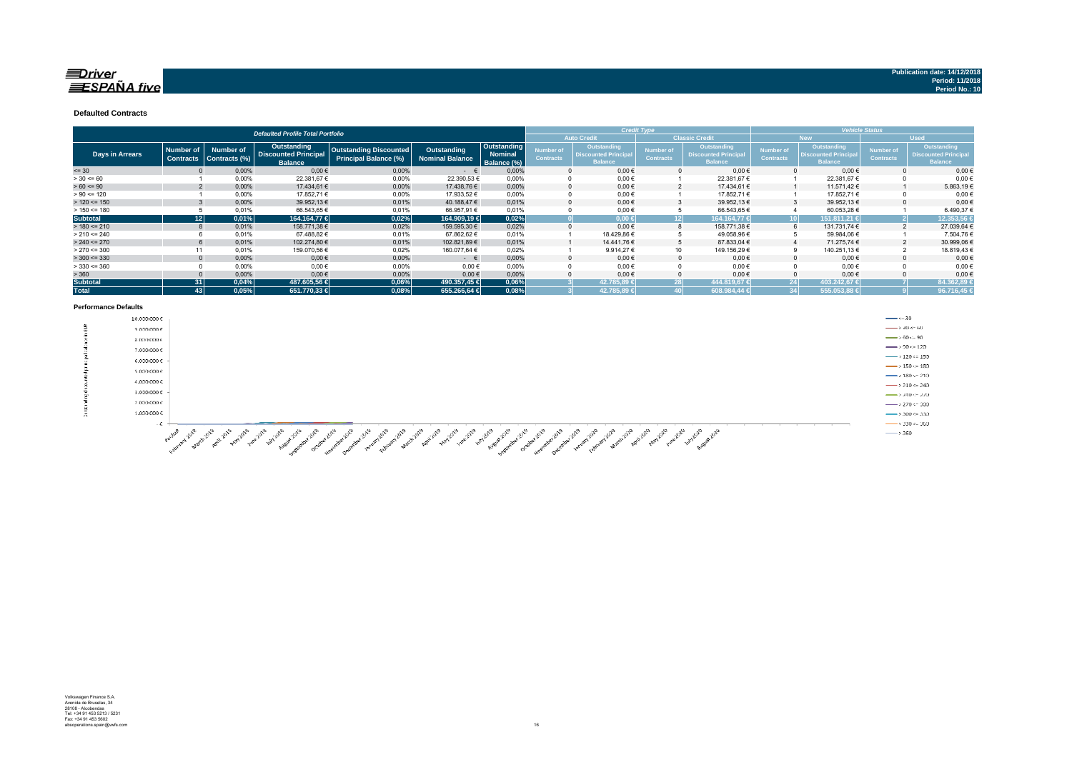Driver ESPAÑA five

Publication date: 14/12/2018
Period: 11/2018
Period No.: 10

### Defaulted Contracts

| Defaulted Profile Total Portfolio | | | | | | | Credit Type | | | | Vehicle Status | | | |
|---|---|---|---|---|---|---|---|---|---|---|---|---|---|---|
| | | | | | | | Auto Credit | | Classic Credit | | New | | Used | |
| Days in Arrears | Number of Contracts | Number of Contracts (%) | Outstanding Discounted Principal Balance | Outstanding Discounted Principal Balance (%) | Outstanding Nominal Balance | Outstanding Nominal Balance (%) | Number of Contracts | Outstanding Discounted Principal Balance | Number of Contracts | Outstanding Discounted Principal Balance | Number of Contracts | Outstanding Discounted Principal Balance | Number of Contracts | Outstanding Discounted Principal Balance |
| <= 30 | 0 | 0,00% | 0,00 € | 0,00% | - € | 0,00% | 0 | 0,00 € | 0 | 0,00 € | 0 | 0,00 € | 0 | 0,00 € |
| > 30 <= 60 | 1 | 0,00% | 22.381,67 € | 0,00% | 22.390,53 € | 0,00% | 0 | 0,00 € | 1 | 22.381,67 € | 1 | 22.381,67 € | 0 | 0,00 € |
| > 60 <= 90 | 2 | 0,00% | 17.434,61 € | 0,00% | 17.438,76 € | 0,00% | 0 | 0,00 € | 2 | 17.434,61 € | 1 | 11.571,42 € | 1 | 5.863,19 € |
| > 90 <= 120 | 1 | 0,00% | 17.852,71 € | 0,00% | 17.933,52 € | 0,00% | 0 | 0,00 € | 1 | 17.852,71 € | 1 | 17.852,71 € | 0 | 0,00 € |
| > 120 <= 150 | 3 | 0,00% | 39.952,13 € | 0,01% | 40.188,47 € | 0,01% | 0 | 0,00 € | 3 | 39.952,13 € | 3 | 39.952,13 € | 0 | 0,00 € |
| > 150 <= 180 | 5 | 0,01% | 66.543,65 € | 0,01% | 66.957,91 € | 0,01% | 0 | 0,00 € | 5 | 66.543,65 € | 4 | 60.053,28 € | 1 | 6.490,37 € |
| **Subtotal** | **12** | **0,01%** | **164.164,77 €** | **0,02%** | **164.909,19 €** | **0,02%** | **0** | **0,00 €** | **12** | **164.164,77 €** | **10** | **151.811,21 €** | **2** | **12.353,56 €** |
| > 180 <= 210 | 8 | 0,01% | 158.771,38 € | 0,02% | 159.595,30 € | 0,02% | 0 | 0,00 € | 8 | 158.771,38 € | 6 | 131.731,74 € | 2 | 27.039,64 € |
| > 210 <= 240 | 6 | 0,01% | 67.488,82 € | 0,01% | 67.862,62 € | 0,01% | 1 | 18.429,86 € | 5 | 49.058,96 € | 5 | 59.984,06 € | 1 | 7.504,76 € |
| > 240 <= 270 | 6 | 0,01% | 102.274,80 € | 0,01% | 102.821,89 € | 0,01% | 1 | 14.441,76 € | 5 | 87.833,04 € | 4 | 71.275,74 € | 2 | 30.999,06 € |
| > 270 <= 300 | 11 | 0,01% | 159.070,56 € | 0,02% | 160.077,64 € | 0,02% | 1 | 9.914,27 € | 10 | 149.156,29 € | 9 | 140.251,13 € | 2 | 18.819,43 € |
| > 300 <= 330 | 0 | 0,00% | 0,00 € | 0,00% | - € | 0,00% | 0 | 0,00 € | 0 | 0,00 € | 0 | 0,00 € | 0 | 0,00 € |
| > 330 <= 360 | 0 | 0,00% | 0,00 € | 0,00% | 0,00 € | 0,00% | 0 | 0,00 € | 0 | 0,00 € | 0 | 0,00 € | 0 | 0,00 € |
| > 360 | 0 | 0,00% | 0,00 € | 0,00% | 0,00 € | 0,00% | 0 | 0,00 € | 0 | 0,00 € | 0 | 0,00 € | 0 | 0,00 € |
| **Subtotal** | **31** | **0,04%** | **487.605,56 €** | **0,06%** | **490.357,45 €** | **0,06%** | **3** | **42.785,89 €** | **28** | **444.819,67 €** | **24** | **403.242,67 €** | **7** | **84.362,89 €** |
| **Total** | **43** | **0,05%** | **651.770,33 €** | **0,08%** | **655.266,64 €** | **0,08%** | **3** | **42.785,89 €** | **40** | **608.984,44 €** | **34** | **555.053,88 €** | **9** | **96.716,45 €** |

### Performance Defaults

Volkswagen Finance S.A.
Avenida de Bruselas, 34
28108 - Alcobendas
Tel: +34 91 453 5213 / 5231
Fax: +34 91 453 5602
absoperations.spain@vwfs.com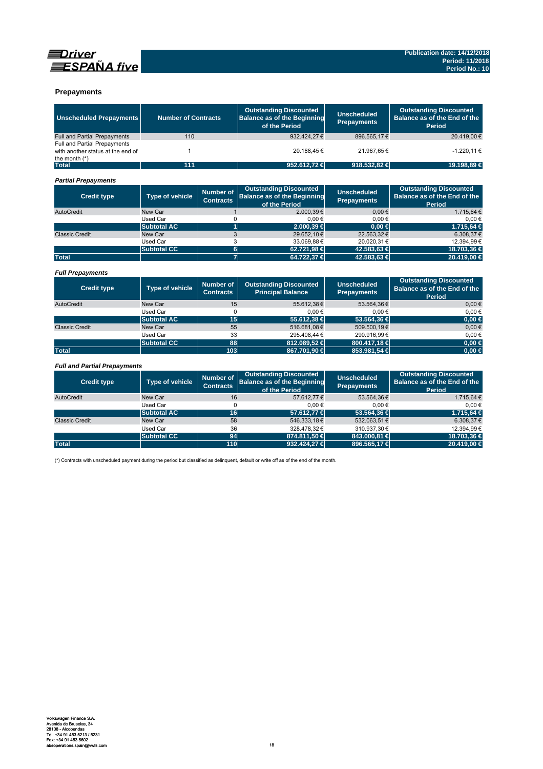## Prepayments

| Unscheduled Prepayments | Number of Contracts | Outstanding Discounted Balance as of the Beginning of the Period | Unscheduled Prepayments | Outstanding Discounted Balance as of the End of the Period |
|---|---|---|---|---|
| Full and Partial Prepayments | 110 | 932.424,27 € | 896.565,17 € | 20.419,00 € |
| Full and Partial Prepayments with another status at the end of the month (*) | 1 | 20.188,45 € | 21.967,65 € | -1.220,11 € |
| **Total** | **111** | **952.612,72 €** | **918.532,82 €** | **19.198,89 €** |

### *Partial Prepayments*

| Credit type | Type of vehicle | Number of Contracts | Outstanding Discounted Balance as of the Beginning of the Period | Unscheduled Prepayments | Outstanding Discounted Balance as of the End of the Period |
|---|---|---|---|---|---|
| AutoCredit | New Car | 1 | 2.000,39 € | 0,00 € | 1.715,64 € |
| | Used Car | 0 | 0,00 € | 0,00 € | 0,00 € |
| | **Subtotal AC** | **1** | **2.000,39 €** | **0,00 €** | **1.715,64 €** |
| Classic Credit | New Car | 3 | 29.652,10 € | 22.563,32 € | 6.308,37 € |
| | Used Car | 3 | 33.069,88 € | 20.020,31 € | 12.394,99 € |
| | **Subtotal CC** | **6** | **62.721,98 €** | **42.583,63 €** | **18.703,36 €** |
| **Total** | | **7** | **64.722,37 €** | **42.583,63 €** | **20.419,00 €** |

### *Full Prepayments*

| Credit type | Type of vehicle | Number of Contracts | Outstanding Discounted Principal Balance | Unscheduled Prepayments | Outstanding Discounted Balance as of the End of the Period |
|---|---|---|---|---|---|
| AutoCredit | New Car | 15 | 55.612,38 € | 53.564,36 € | 0,00 € |
| | Used Car | 0 | 0,00 € | 0,00 € | 0,00 € |
| | **Subtotal AC** | **15** | **55.612,38 €** | **53.564,36 €** | **0,00 €** |
| Classic Credit | New Car | 55 | 516.681,08 € | 509.500,19 € | 0,00 € |
| | Used Car | 33 | 295.408,44 € | 290.916,99 € | 0,00 € |
| | **Subtotal CC** | **88** | **812.089,52 €** | **800.417,18 €** | **0,00 €** |
| **Total** | | **103** | **867.701,90 €** | **853.981,54 €** | **0,00 €** |

### *Full and Partial Prepayments*

| Credit type | Type of vehicle | Number of Contracts | Outstanding Discounted Balance as of the Beginning of the Period | Unscheduled Prepayments | Outstanding Discounted Balance as of the End of the Period |
|---|---|---|---|---|---|
| AutoCredit | New Car | 16 | 57.612,77 € | 53.564,36 € | 1.715,64 € |
| | Used Car | 0 | 0,00 € | 0,00 € | 0,00 € |
| | **Subtotal AC** | **16** | **57.612,77 €** | **53.564,36 €** | **1.715,64 €** |
| Classic Credit | New Car | 58 | 546.333,18 € | 532.063,51 € | 6.308,37 € |
| | Used Car | 36 | 328.478,32 € | 310.937,30 € | 12.394,99 € |
| | **Subtotal CC** | **94** | **874.811,50 €** | **843.000,81 €** | **18.703,36 €** |
| **Total** | | **110** | **932.424,27 €** | **896.565,17 €** | **20.419,00 €** |

(*) Contracts with unscheduled payment during the period but classified as delinquent, default or write off as of the end of the month.

Volkswagen Finance S.A.
Avenida de Bruselas, 34
28108 - Alcobendas
Tel: +34 91 453 5213 / 5231
Fax: +34 91 453 5602
absoperations.spain@vwfs.com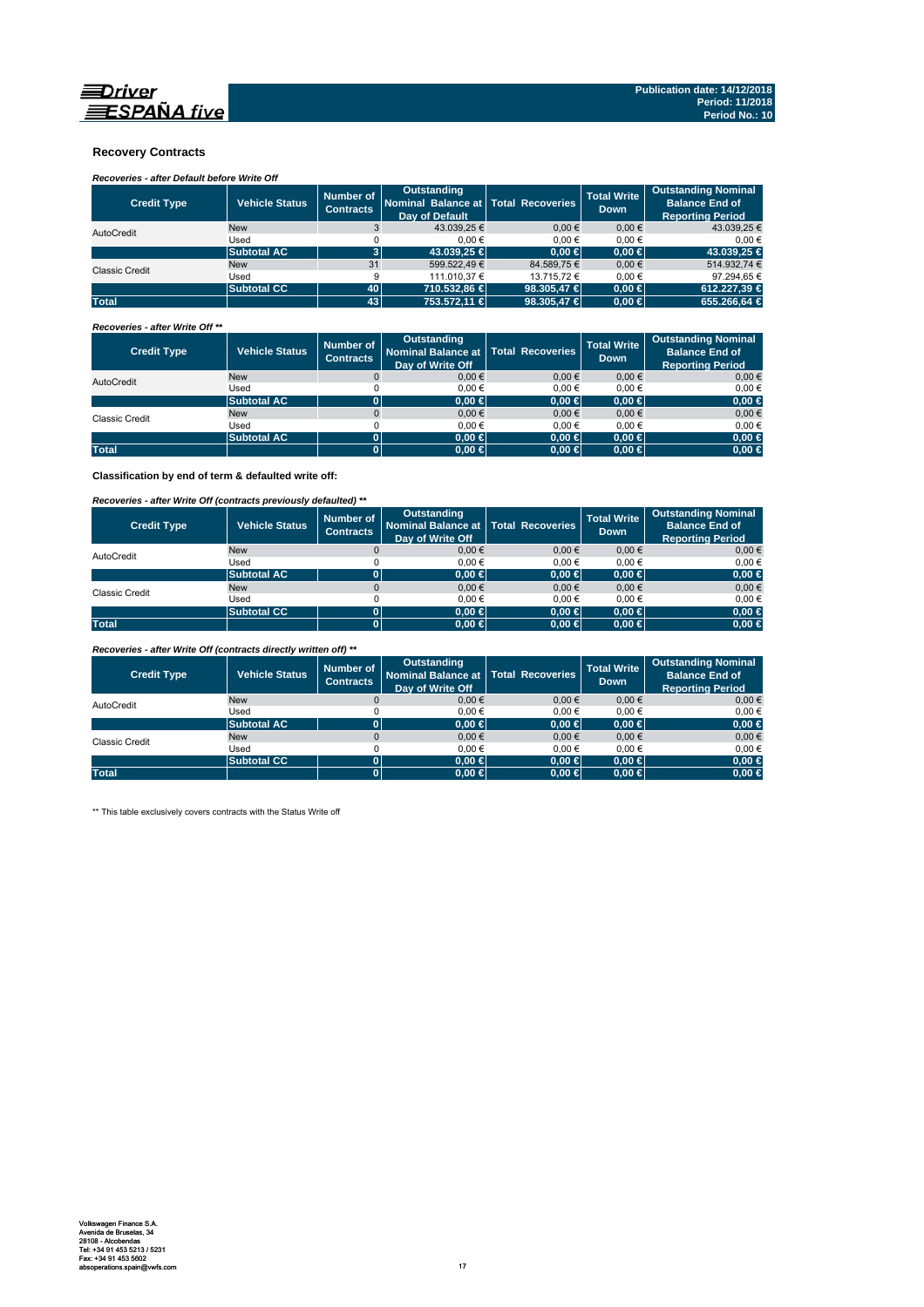## Recovery Contracts

*Recoveries - after Default before Write Off*

| Credit Type | Vehicle Status | Number of Contracts | Outstanding Nominal Balance at Day of Default | Total Recoveries | Total Write Down | Outstanding Nominal Balance End of Reporting Period |
|---|---|---|---|---|---|---|
| AutoCredit | New | 3 | 43.039,25 € | 0,00 € | 0,00 € | 43.039,25 € |
| | Used | 0 | 0,00 € | 0,00 € | 0,00 € | 0,00 € |
| | **Subtotal AC** | **3** | **43.039,25 €** | **0,00 €** | **0,00 €** | **43.039,25 €** |
| Classic Credit | New | 31 | 599.522,49 € | 84.589,75 € | 0,00 € | 514.932,74 € |
| | Used | 9 | 111.010,37 € | 13.715,72 € | 0,00 € | 97.294,65 € |
| | **Subtotal CC** | **40** | **710.532,86 €** | **98.305,47 €** | **0,00 €** | **612.227,39 €** |
| **Total** | | **43** | **753.572,11 €** | **98.305,47 €** | **0,00 €** | **655.266,64 €** |

*Recoveries - after Write Off \*\**

| Credit Type | Vehicle Status | Number of Contracts | Outstanding Nominal Balance at Day of Write Off | Total Recoveries | Total Write Down | Outstanding Nominal Balance End of Reporting Period |
|---|---|---|---|---|---|---|
| AutoCredit | New | 0 | 0,00 € | 0,00 € | 0,00 € | 0,00 € |
| | Used | 0 | 0,00 € | 0,00 € | 0,00 € | 0,00 € |
| | **Subtotal AC** | **0** | **0,00 €** | **0,00 €** | **0,00 €** | **0,00 €** |
| Classic Credit | New | 0 | 0,00 € | 0,00 € | 0,00 € | 0,00 € |
| | Used | 0 | 0,00 € | 0,00 € | 0,00 € | 0,00 € |
| | **Subtotal AC** | **0** | **0,00 €** | **0,00 €** | **0,00 €** | **0,00 €** |
| **Total** | | **0** | **0,00 €** | **0,00 €** | **0,00 €** | **0,00 €** |

**Classification by end of term & defaulted write off:**

*Recoveries - after Write Off (contracts previously defaulted) \*\**

| Credit Type | Vehicle Status | Number of Contracts | Outstanding Nominal Balance at Day of Write Off | Total Recoveries | Total Write Down | Outstanding Nominal Balance End of Reporting Period |
|---|---|---|---|---|---|---|
| AutoCredit | New | 0 | 0,00 € | 0,00 € | 0,00 € | 0,00 € |
| | Used | 0 | 0,00 € | 0,00 € | 0,00 € | 0,00 € |
| | **Subtotal AC** | **0** | **0,00 €** | **0,00 €** | **0,00 €** | **0,00 €** |
| Classic Credit | New | 0 | 0,00 € | 0,00 € | 0,00 € | 0,00 € |
| | Used | 0 | 0,00 € | 0,00 € | 0,00 € | 0,00 € |
| | **Subtotal CC** | **0** | **0,00 €** | **0,00 €** | **0,00 €** | **0,00 €** |
| **Total** | | **0** | **0,00 €** | **0,00 €** | **0,00 €** | **0,00 €** |

*Recoveries - after Write Off (contracts directly written off) \*\**

| Credit Type | Vehicle Status | Number of Contracts | Outstanding Nominal Balance at Day of Write Off | Total Recoveries | Total Write Down | Outstanding Nominal Balance End of Reporting Period |
|---|---|---|---|---|---|---|
| AutoCredit | New | 0 | 0,00 € | 0,00 € | 0,00 € | 0,00 € |
| | Used | 0 | 0,00 € | 0,00 € | 0,00 € | 0,00 € |
| | **Subtotal AC** | **0** | **0,00 €** | **0,00 €** | **0,00 €** | **0,00 €** |
| Classic Credit | New | 0 | 0,00 € | 0,00 € | 0,00 € | 0,00 € |
| | Used | 0 | 0,00 € | 0,00 € | 0,00 € | 0,00 € |
| | **Subtotal CC** | **0** | **0,00 €** | **0,00 €** | **0,00 €** | **0,00 €** |
| **Total** | | **0** | **0,00 €** | **0,00 €** | **0,00 €** | **0,00 €** |

\*\* This table exclusively covers contracts with the Status Write off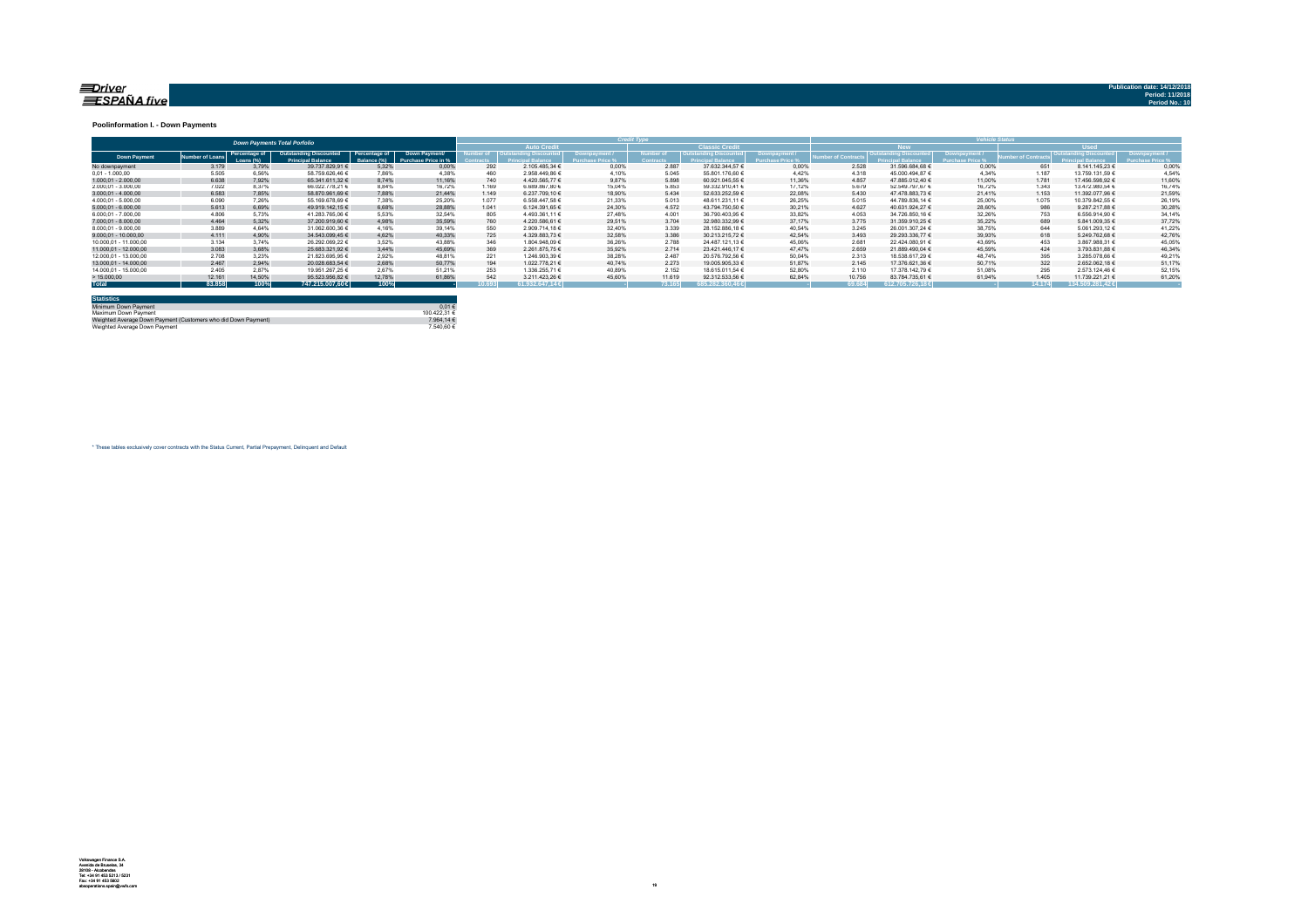# Poolinformation I. - Down Payments

| Down Payments Total Porfolio | | | | | | Credit Type | | | | | | Vehicle Status | | | | | |
|---|---|---|---|---|---|---|---|---|---|---|---|---|---|---|---|---|---|
| | | | | | | Auto Credit | | | Classic Credit | | | New | | | Used | | |
| Down Payment | Number of Loans | Percentage of Loans (%) | Outstanding Discounted Principal Balance | Percentage of Balance (%) | Down Payment/ Purchase Price in % | Number of Contracts | Outstanding Discounted Principal Balance | Downpayment / Purchase Price % | Number of Contracts | Outstanding Discounted Principal Balance | Downpayment / Purchase Price % | Number of Contracts | Outstanding Discounted Principal Balance | Downpayment / Purchase Price % | Number of Contracts | Outstanding Discounted Principal Balance | Downpayment / Purchase Price % |
| No downpayment | 3.179 | 3,79% | 39.737.829,91 € | 5,32% | 0,00% | 292 | 2.105.485,34 € | 0,00% | 2.887 | 37.632.344,57 € | 0,00% | 2.528 | 31.596.684,68 € | 0,00% | 651 | 8.141.145,23 € | 0,00% |
| 0,01 - 1.000,00 | 5.505 | 6,56% | 58.759.626,46 € | 7,86% | 4,38% | 460 | 2.958.449,86 € | 4,10% | 5.045 | 55.801.176,60 € | 4,42% | 4.318 | 45.000.494,87 € | 4,34% | 1.187 | 13.759.131,59 € | 4,54% |
| 1.000,01 - 2.000,00 | 6.638 | 7,92% | 65.341.611,32 € | 8,74% | 11,16% | 740 | 4.420.565,77 € | 9,87% | 5.898 | 60.921.045,55 € | 11,36% | 4.857 | 47.885.012,40 € | 11,00% | 1.781 | 17.456.598,92 € | 11,60% |
| 2.000,01 - 3.000,00 | 7.022 | 8,37% | 66.022.778,21 € | 8,84% | 16,72% | 1.169 | 6.689.867,80 € | 15,04% | 5.853 | 59.332.910,41 € | 17,12% | 5.679 | 52.549.797,67 € | 16,72% | 1.343 | 13.472.980,54 € | 16,74% |
| 3.000,01 - 4.000,00 | 6.583 | 7,85% | 58.870.961,69 € | 7,88% | 21,44% | 1.149 | 6.237.709,10 € | 18,90% | 5.434 | 52.633.252,59 € | 22,08% | 5.430 | 47.478.883,73 € | 21,41% | 1.153 | 11.392.077,96 € | 21,59% |
| 4.000,01 - 5.000,00 | 6.090 | 7,26% | 55.169.678,69 € | 7,38% | 25,20% | 1.077 | 6.558.447,58 € | 21,33% | 5.013 | 48.611.231,11 € | 26,25% | 5.015 | 44.789.836,14 € | 25,00% | 1.075 | 10.379.842,55 € | 26,19% |
| 5.000,01 - 6.000,00 | 5.613 | 6,69% | 49.919.142,15 € | 6,68% | 28,88% | 1.041 | 6.124.391,65 € | 24,30% | 4.572 | 43.794.750,50 € | 30,21% | 4.627 | 40.631.924,27 € | 28,60% | 986 | 9.287.217,88 € | 30,28% |
| 6.000,01 - 7.000,00 | 4.806 | 5,73% | 41.283.765,06 € | 5,53% | 32,54% | 805 | 4.493.361,11 € | 27,48% | 4.001 | 36.790.403,95 € | 33,82% | 4.053 | 34.726.850,16 € | 32,26% | 753 | 6.556.914,90 € | 34,14% |
| 7.000,01 - 8.000,00 | 4.464 | 5,32% | 37.200.919,60 € | 4,98% | 35,59% | 760 | 4.220.586,61 € | 29,51% | 3.704 | 32.980.332,99 € | 37,17% | 3.775 | 31.359.910,25 € | 35,22% | 689 | 5.841.009,35 € | 37,72% |
| 8.000,01 - 9.000,00 | 3.889 | 4,64% | 31.062.600,36 € | 4,16% | 39,14% | 550 | 2.909.714,18 € | 32,40% | 3.339 | 28.152.886,18 € | 40,54% | 3.245 | 26.001.307,24 € | 38,75% | 644 | 5.061.293,12 € | 41,22% |
| 9.000,01 - 10.000,00 | 4.111 | 4,90% | 34.543.099,45 € | 4,62% | 40,33% | 725 | 4.329.883,73 € | 32,58% | 3.386 | 30.213.215,72 € | 42,54% | 3.493 | 29.293.336,77 € | 39,93% | 618 | 5.249.762,68 € | 42,76% |
| 10.000,01 - 11.000,00 | 3.134 | 3,74% | 26.292.069,22 € | 3,52% | 43,88% | 346 | 1.804.948,09 € | 36,26% | 2.788 | 24.487.121,13 € | 45,06% | 2.681 | 22.424.080,91 € | 43,69% | 453 | 3.867.988,31 € | 45,05% |
| 11.000,01 - 12.000,00 | 3.083 | 3,68% | 25.683.321,92 € | 3,44% | 45,69% | 369 | 2.261.875,75 € | 35,92% | 2.714 | 23.421.446,17 € | 47,47% | 2.659 | 21.889.490,04 € | 45,59% | 424 | 3.793.831,88 € | 46,34% |
| 12.000,01 - 13.000,00 | 2.708 | 3,23% | 21.823.695,95 € | 2,92% | 48,81% | 221 | 1.246.903,39 € | 38,28% | 2.487 | 20.576.792,56 € | 50,04% | 2.313 | 18.538.617,29 € | 48,74% | 395 | 3.285.078,66 € | 49,21% |
| 13.000,01 - 14.000,00 | 2.467 | 2,94% | 20.028.683,54 € | 2,68% | 50,77% | 194 | 1.022.778,21 € | 40,74% | 2.273 | 19.005.905,33 € | 51,87% | 2.145 | 17.376.621,36 € | 50,71% | 322 | 2.652.062,18 € | 51,17% |
| 14.000,01 - 15.000,00 | 2.405 | 2,87% | 19.951.267,25 € | 2,67% | 51,21% | 253 | 1.336.255,71 € | 40,89% | 2.152 | 18.615.011,54 € | 52,80% | 2.110 | 17.378.142,79 € | 51,08% | 295 | 2.573.124,46 € | 52,15% |
| > 15.000,00 | 12.161 | 14,50% | 95.523.956,82 € | 12,78% | 61,86% | 542 | 3.211.423,26 € | 45,60% | 11.619 | 92.312.533,56 € | 62,84% | 10.756 | 83.784.735,61 € | 61,94% | 1.405 | 11.739.221,21 € | 61,20% |
| **Total** | **83.858** | **100%** | **747.215.007,60 €** | **100%** | | **10.693** | **61.932.647,14 €** | | **73.165** | **685.282.360,46 €** | | **69.684** | **612.705.726,18 €** | | **14.174** | **134.509.281,42 €** | |

| Statistics | |
|---|---|
| Minimum Down Payment | 0,01 € |
| Maximum Down Payment | 100.422,31 € |
| Weighted Average Down Payment (Customers who did Down Payment) | 7.964,14 € |
| Weighted Average Down Payment | 7.540,60 € |

* These tables exclusively cover contracts with the Status Current, Partial Prepayment, Delinquent and Default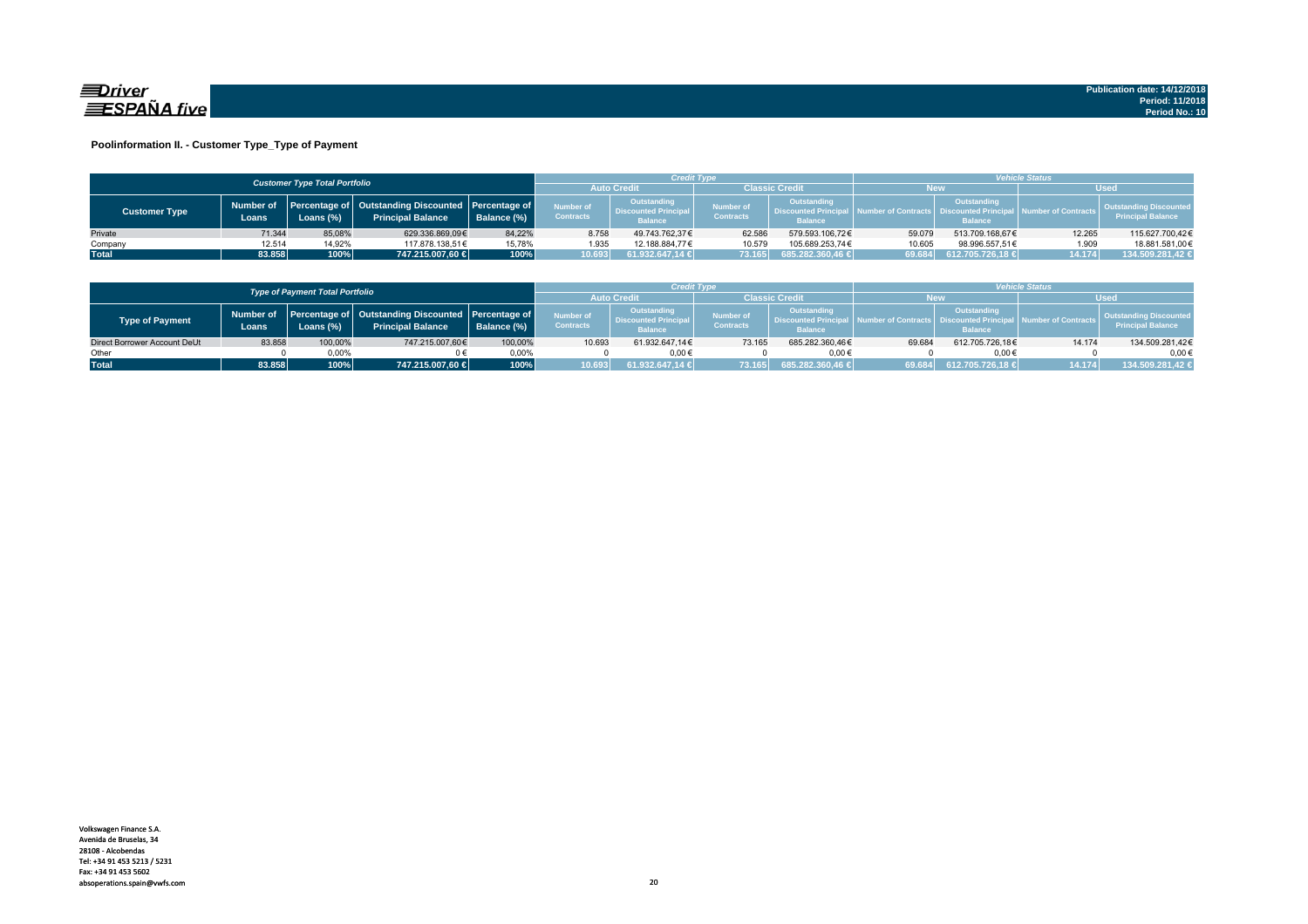Driver ESPAÑA five

Publication date: 14/12/2018
Period: 11/2018
Period No.: 10

## Poolinformation II. - Customer Type_Type of Payment

| *Customer Type Total Portfolio* | | | | | *Credit Type* | | | | *Vehicle Status* | | | |
|---|---|---|---|---|---|---|---|---|---|---|---|---|
| | | | | | **Auto Credit** | | **Classic Credit** | | **New** | | **Used** | |
| **Customer Type** | **Number of Loans** | **Percentage of Loans (%)** | **Outstanding Discounted Principal Balance** | **Percentage of Balance (%)** | **Number of Contracts** | **Outstanding Discounted Principal Balance** | **Number of Contracts** | **Outstanding Discounted Principal Balance** | **Number of Contracts** | **Outstanding Discounted Principal Balance** | **Number of Contracts** | **Outstanding Discounted Principal Balance** |
| Private | 71.344 | 85,08% | 629.336.869,09€ | 84,22% | 8.758 | 49.743.762,37€ | 62.586 | 579.593.106,72€ | 59.079 | 513.709.168,67€ | 12.265 | 115.627.700,42€ |
| Company | 12.514 | 14,92% | 117.878.138,51€ | 15,78% | 1.935 | 12.188.884,77€ | 10.579 | 105.689.253,74€ | 10.605 | 98.996.557,51€ | 1.909 | 18.881.581,00€ |
| **Total** | **83.858** | **100%** | **747.215.007,60 €** | **100%** | **10.693** | **61.932.647,14 €** | **73.165** | **685.282.360,46 €** | **69.684** | **612.705.726,18 €** | **14.174** | **134.509.281,42 €** |

| *Type of Payment Total Portfolio* | | | | | *Credit Type* | | | | *Vehicle Status* | | | |
|---|---|---|---|---|---|---|---|---|---|---|---|---|
| | | | | | **Auto Credit** | | **Classic Credit** | | **New** | | **Used** | |
| **Type of Payment** | **Number of Loans** | **Percentage of Loans (%)** | **Outstanding Discounted Principal Balance** | **Percentage of Balance (%)** | **Number of Contracts** | **Outstanding Discounted Principal Balance** | **Number of Contracts** | **Outstanding Discounted Principal Balance** | **Number of Contracts** | **Outstanding Discounted Principal Balance** | **Number of Contracts** | **Outstanding Discounted Principal Balance** |
| Direct Borrower Account DeUt | 83.858 | 100,00% | 747.215.007,60€ | 100,00% | 10.693 | 61.932.647,14€ | 73.165 | 685.282.360,46€ | 69.684 | 612.705.726,18€ | 14.174 | 134.509.281,42€ |
| Other | 0 | 0,00% | 0 € | 0,00% | 0 | 0,00€ | 0 | 0,00€ | 0 | 0,00€ | 0 | 0,00€ |
| **Total** | **83.858** | **100%** | **747.215.007,60 €** | **100%** | **10.693** | **61.932.647,14 €** | **73.165** | **685.282.360,46 €** | **69.684** | **612.705.726,18 €** | **14.174** | **134.509.281,42 €** |

Volkswagen Finance S.A.
Avenida de Bruselas, 34
28108 - Alcobendas
Tel: +34 91 453 5213 / 5231
Fax: +34 91 453 5602
absoperations.spain@vwfs.com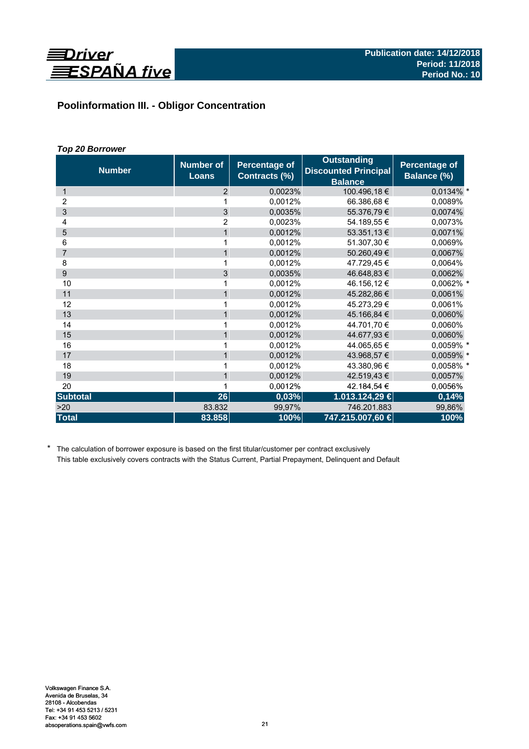Publication date: 14/12/2018
Period: 11/2018
Period No.: 10

## Poolinformation III. - Obligor Concentration

***Top 20 Borrower***

| Number | Number of Loans | Percentage of Contracts (%) | Outstanding Discounted Principal Balance | Percentage of Balance (%) |
|---|---|---|---|---|
| 1 | 2 | 0,0023% | 100.496,18 € | 0,0134% * |
| 2 | 1 | 0,0012% | 66.386,68 € | 0,0089% |
| 3 | 3 | 0,0035% | 55.376,79 € | 0,0074% |
| 4 | 2 | 0,0023% | 54.189,55 € | 0,0073% |
| 5 | 1 | 0,0012% | 53.351,13 € | 0,0071% |
| 6 | 1 | 0,0012% | 51.307,30 € | 0,0069% |
| 7 | 1 | 0,0012% | 50.260,49 € | 0,0067% |
| 8 | 1 | 0,0012% | 47.729,45 € | 0,0064% |
| 9 | 3 | 0,0035% | 46.648,83 € | 0,0062% |
| 10 | 1 | 0,0012% | 46.156,12 € | 0,0062% * |
| 11 | 1 | 0,0012% | 45.282,86 € | 0,0061% |
| 12 | 1 | 0,0012% | 45.273,29 € | 0,0061% |
| 13 | 1 | 0,0012% | 45.166,84 € | 0,0060% |
| 14 | 1 | 0,0012% | 44.701,70 € | 0,0060% |
| 15 | 1 | 0,0012% | 44.677,93 € | 0,0060% |
| 16 | 1 | 0,0012% | 44.065,65 € | 0,0059% * |
| 17 | 1 | 0,0012% | 43.968,57 € | 0,0059% * |
| 18 | 1 | 0,0012% | 43.380,96 € | 0,0058% * |
| 19 | 1 | 0,0012% | 42.519,43 € | 0,0057% |
| 20 | 1 | 0,0012% | 42.184,54 € | 0,0056% |
| **Subtotal** | **26** | **0,03%** | **1.013.124,29 €** | **0,14%** |
| >20 | 83.832 | 99,97% | 746.201.883 | 99,86% |
| **Total** | **83.858** | **100%** | **747.215.007,60 €** | **100%** |

\* The calculation of borrower exposure is based on the first titular/customer per contract exclusively
This table exclusively covers contracts with the Status Current, Partial Prepayment, Delinquent and Default

Volkswagen Finance S.A.
Avenida de Bruselas, 34
28108 - Alcobendas
Tel: +34 91 453 5213 / 5231
Fax: +34 91 453 5602
absoperations.spain@vwfs.com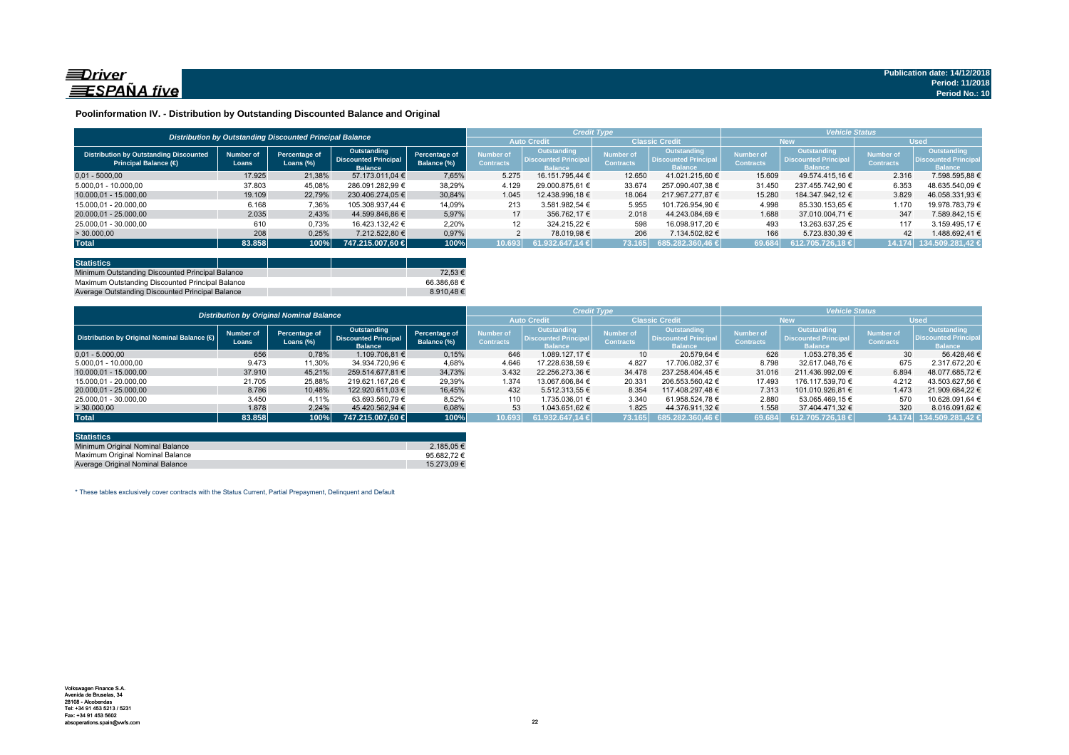## Poolinformation IV. - Distribution by Outstanding Discounted Balance and Original

| Distribution by Outstanding Discounted Principal Balance | | | | | Credit Type | | | | Vehicle Status | | | |
|---|---|---|---|---|---|---|---|---|---|---|---|---|
| | | | | | Auto Credit | | Classic Credit | | New | | Used | |
| Distribution by Outstanding Discounted Principal Balance (€) | Number of Loans | Percentage of Loans (%) | Outstanding Discounted Principal Balance | Percentage of Balance (%) | Number of Contracts | Outstanding Discounted Principal Balance | Number of Contracts | Outstanding Discounted Principal Balance | Number of Contracts | Outstanding Discounted Principal Balance | Number of Contracts | Outstanding Discounted Principal Balance |
| 0,01 - 5.000,00 | 17.925 | 21,38% | 57.173.011,04 € | 7,65% | 5.275 | 16.151.795,44 € | 12.650 | 41.021.215,60 € | 15.609 | 49.574.415,16 € | 2.316 | 7.598.595,88 € |
| 5.000,01 - 10.000,00 | 37.803 | 45,08% | 286.091.282,99 € | 38,29% | 4.129 | 29.000.875,61 € | 33.674 | 257.090.407,38 € | 31.450 | 237.455.742,90 € | 6.353 | 48.635.540,09 € |
| 10.000,01 - 15.000,00 | 19.109 | 22,79% | 230.406.274,05 € | 30,84% | 1.045 | 12.438.996,18 € | 18.064 | 217.967.277,87 € | 15.280 | 184.347.942,12 € | 3.829 | 46.058.331,93 € |
| 15.000,01 - 20.000,00 | 6.168 | 7,36% | 105.308.937,44 € | 14,09% | 213 | 3.581.982,54 € | 5.955 | 101.726.954,90 € | 4.998 | 85.330.153,65 € | 1.170 | 19.978.783,79 € |
| 20.000,01 - 25.000,00 | 2.035 | 2,43% | 44.599.846,86 € | 5,97% | 17 | 356.762,17 € | 2.018 | 44.243.084,69 € | 1.688 | 37.010.004,71 € | 347 | 7.589.842,15 € |
| 25.000,01 - 30.000,00 | 610 | 0,73% | 16.423.132,42 € | 2,20% | 12 | 324.215,22 € | 598 | 16.098.917,20 € | 493 | 13.263.637,25 € | 117 | 3.159.495,17 € |
| > 30.000,00 | 208 | 0,25% | 7.212.522,80 € | 0,97% | 2 | 78.019,98 € | 206 | 7.134.502,82 € | 166 | 5.723.830,39 € | 42 | 1.488.692,41 € |
| **Total** | **83.858** | **100%** | **747.215.007,60 €** | **100%** | **10.693** | **61.932.647,14 €** | **73.165** | **685.282.360,46 €** | **69.684** | **612.705.726,18 €** | **14.174** | **134.509.281,42 €** |

| Statistics | |
|---|---|
| Minimum Outstanding Discounted Principal Balance | 72,53 € |
| Maximum Outstanding Discounted Principal Balance | 66.386,68 € |
| Average Outstanding Discounted Principal Balance | 8.910,48 € |

| Distribution by Original Nominal Balance | | | | | Credit Type | | | | Vehicle Status | | | |
|---|---|---|---|---|---|---|---|---|---|---|---|---|
| | | | | | Auto Credit | | Classic Credit | | New | | Used | |
| Distribution by Original Nominal Balance (€) | Number of Loans | Percentage of Loans (%) | Outstanding Discounted Principal Balance | Percentage of Balance (%) | Number of Contracts | Outstanding Discounted Principal Balance | Number of Contracts | Outstanding Discounted Principal Balance | Number of Contracts | Outstanding Discounted Principal Balance | Number of Contracts | Outstanding Discounted Principal Balance |
| 0,01 - 5.000,00 | 656 | 0,78% | 1.109.706,81 € | 0,15% | 646 | 1.089.127,17 € | 10 | 20.579,64 € | 626 | 1.053.278,35 € | 30 | 56.428,46 € |
| 5.000,01 - 10.000,00 | 9.473 | 11,30% | 34.934.720,96 € | 4,68% | 4.646 | 17.228.638,59 € | 4.827 | 17.706.082,37 € | 8.798 | 32.617.048,76 € | 675 | 2.317.672,20 € |
| 10.000,01 - 15.000,00 | 37.910 | 45,21% | 259.514.677,81 € | 34,73% | 3.432 | 22.256.273,36 € | 34.478 | 237.258.404,45 € | 31.016 | 211.436.992,09 € | 6.894 | 48.077.685,72 € |
| 15.000,01 - 20.000,00 | 21.705 | 25,88% | 219.621.167,26 € | 29,39% | 1.374 | 13.067.606,84 € | 20.331 | 206.553.560,42 € | 17.493 | 176.117.539,70 € | 4.212 | 43.503.627,56 € |
| 20.000,01 - 25.000,00 | 8.786 | 10,48% | 122.920.611,03 € | 16,45% | 432 | 5.512.313,55 € | 8.354 | 117.408.297,48 € | 7.313 | 101.010.926,81 € | 1.473 | 21.909.684,22 € |
| 25.000,01 - 30.000,00 | 3.450 | 4,11% | 63.693.560,79 € | 8,52% | 110 | 1.735.036,01 € | 3.340 | 61.958.524,78 € | 2.880 | 53.065.469,15 € | 570 | 10.628.091,64 € |
| > 30.000,00 | 1.878 | 2,24% | 45.420.562,94 € | 6,08% | 53 | 1.043.651,62 € | 1.825 | 44.376.911,32 € | 1.558 | 37.404.471,32 € | 320 | 8.016.091,62 € |
| **Total** | **83.858** | **100%** | **747.215.007,60 €** | **100%** | **10.693** | **61.932.647,14 €** | **73.165** | **685.282.360,46 €** | **69.684** | **612.705.726,18 €** | **14.174** | **134.509.281,42 €** |

| Statistics | |
|---|---|
| Minimum Original Nominal Balance | 2.185,05 € |
| Maximum Original Nominal Balance | 95.682,72 € |
| Average Original Nominal Balance | 15.273,09 € |

* These tables exclusively cover contracts with the Status Current, Partial Prepayment, Delinquent and Default

Volkswagen Finance S.A.
Avenida de Bruselas, 34
28108 - Alcobendas
Tel: +34 91 453 5213 / 5231
Fax: +34 91 453 5602
absoperations.spain@vwfs.com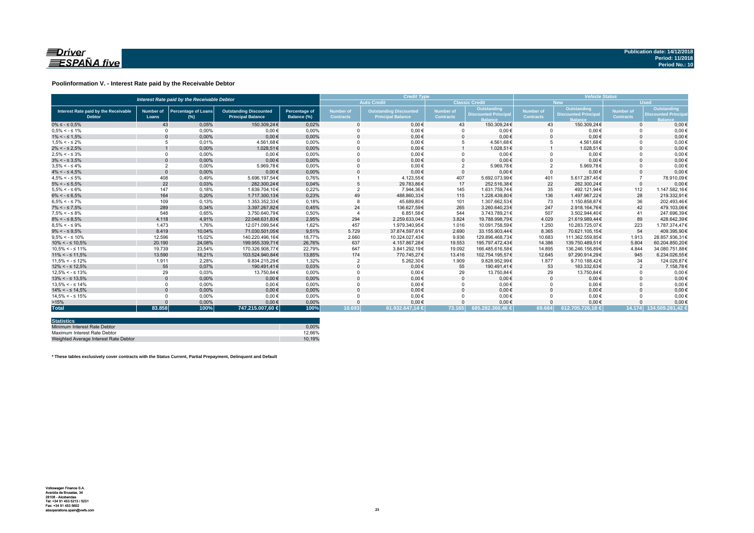**Publication date: 14/12/2018**
**Period: 11/2018**
**Period No.: 10**

## Poolinformation V. - Interest Rate paid by the Receivable Debtor

| Interest Rate paid by the Receivable Debtor | | | | | Credit Type | | | | Vehicle Status | | | |
|---|---|---|---|---|---|---|---|---|---|---|---|---|
| | | | | | Auto Credit | | Classic Credit | | New | | Used | |
| Interest Rate paid by the Receivable Debtor | Number of Loans | Percentage of Loans (%) | Outstanding Discounted Principal Balance | Percentage of Balance (%) | Number of Contracts | Outstanding Discounted Principal Balance | Number of Contracts | Outstanding Discounted Principal Balance | Number of Contracts | Outstanding Discounted Principal Balance | Number of Contracts | Outstanding Discounted Principal Balance |
| 0% ≤ - ≤ 0,5% | 43 | 0,05% | 150.309,24 € | 0,02% | 0 | 0,00 € | 43 | 150.309,24 € | 43 | 150.309,24 € | 0 | 0,00 € |
| 0,5% < - ≤ 1% | 0 | 0,00% | 0,00 € | 0,00% | 0 | 0,00 € | 0 | 0,00 € | 0 | 0,00 € | 0 | 0,00 € |
| 1% < - ≤ 1,5% | 0 | 0,00% | 0,00 € | 0,00% | 0 | 0,00 € | 0 | 0,00 € | 0 | 0,00 € | 0 | 0,00 € |
| 1,5% < - ≤ 2% | 5 | 0,01% | 4.561,68 € | 0,00% | 0 | 0,00 € | 5 | 4.561,68 € | 5 | 4.561,68 € | 0 | 0,00 € |
| 2% < - ≤ 2,5% | 1 | 0,00% | 1.028,51 € | 0,00% | 0 | 0,00 € | 1 | 1.028,51 € | 1 | 1.028,51 € | 0 | 0,00 € |
| 2,5% < - ≤ 3% | 0 | 0,00% | 0,00 € | 0,00% | 0 | 0,00 € | 0 | 0,00 € | 0 | 0,00 € | 0 | 0,00 € |
| 3% < - ≤ 3,5% | 0 | 0,00% | 0,00 € | 0,00% | 0 | 0,00 € | 0 | 0,00 € | 0 | 0,00 € | 0 | 0,00 € |
| 3,5% < - ≤ 4% | 2 | 0,00% | 5.969,78 € | 0,00% | 0 | 0,00 € | 2 | 5.969,78 € | 2 | 5.969,78 € | 0 | 0,00 € |
| 4% < - ≤ 4,5% | 0 | 0,00% | 0,00 € | 0,00% | 0 | 0,00 € | 0 | 0,00 € | 0 | 0,00 € | 0 | 0,00 € |
| 4,5% < - ≤ 5% | 408 | 0,49% | 5.696.197,54 € | 0,76% | 1 | 4.123,55 € | 407 | 5.692.073,99 € | 401 | 5.617.287,45 € | 7 | 78.910,09 € |
| 5% < - ≤ 5,5% | 22 | 0,03% | 282.300,24 € | 0,04% | 5 | 29.783,86 € | 17 | 252.516,38 € | 22 | 282.300,24 € | 0 | 0,00 € |
| 5,5% < - ≤ 6% | 147 | 0,18% | 1.639.704,10 € | 0,22% | 2 | 7.944,36 € | 145 | 1.631.759,74 € | 35 | 492.121,94 € | 112 | 1.147.582,16 € |
| 6% < - ≤ 6,5% | 164 | 0,20% | 1.717.300,13 € | 0,23% | 49 | 488.860,33 € | 115 | 1.228.439,80 € | 136 | 1.497.967,22 € | 28 | 219.332,91 € |
| 6,5% < - ≤ 7% | 109 | 0,13% | 1.353.352,33 € | 0,18% | 8 | 45.689,80 € | 101 | 1.307.662,53 € | 73 | 1.150.858,87 € | 36 | 202.493,46 € |
| 7% < - ≤ 7,5% | 289 | 0,34% | 3.397.267,82 € | 0,45% | 24 | 136.627,59 € | 265 | 3.260.640,23 € | 247 | 2.918.164,76 € | 42 | 479.103,06 € |
| 7,5% < - ≤ 8% | 548 | 0,65% | 3.750.640,79 € | 0,50% | 4 | 6.851,58 € | 544 | 3.743.789,21 € | 507 | 3.502.944,40 € | 41 | 247.696,39 € |
| 8% < - ≤ 8,5% | 4.118 | 4,91% | 22.048.631,83 € | 2,95% | 294 | 2.259.633,04 € | 3.824 | 19.788.998,79 € | 4.029 | 21.619.989,44 € | 89 | 428.642,39 € |
| 8,5% < - ≤ 9% | 1.473 | 1,76% | 12.071.099,54 € | 1,62% | 457 | 1.979.340,95 € | 1.016 | 10.091.758,59 € | 1.250 | 10.283.725,07 € | 223 | 1.787.374,47 € |
| 9% < - ≤ 9,5% | 8.419 | 10,04% | 71.030.501,05 € | 9,51% | 5.729 | 37.874.597,61 € | 2.690 | 33.155.903,44 € | 8.365 | 70.621.105,15 € | 54 | 409.395,90 € |
| 9,5% < - ≤ 10% | 12.596 | 15,02% | 140.220.496,16 € | 18,77% | 2.660 | 10.324.027,43 € | 9.936 | 129.896.468,73 € | 10.683 | 111.362.559,85 € | 1.913 | 28.857.936,31 € |
| 10% < - ≤ 10,5% | 20.190 | 24,08% | 199.955.339,71 € | 26,76% | 637 | 4.157.867,28 € | 19.553 | 195.797.472,43 € | 14.386 | 139.750.489,51 € | 5.804 | 60.204.850,20 € |
| 10,5% < - ≤ 11% | 19.739 | 23,54% | 170.326.908,77 € | 22,79% | 647 | 3.841.292,19 € | 19.092 | 166.485.616,58 € | 14.895 | 136.246.156,89 € | 4.844 | 34.080.751,88 € |
| 11% < - ≤ 11,5% | 13.590 | 16,21% | 103.524.940,84 € | 13,85% | 174 | 770.745,27 € | 13.416 | 102.754.195,57 € | 12.645 | 97.290.914,29 € | 945 | 6.234.026,55 € |
| 11,5% < - ≤ 12% | 1.911 | 2,28% | 9.834.215,29 € | 1,32% | 2 | 5.262,30 € | 1.909 | 9.828.952,99 € | 1.877 | 9.710.188,42 € | 34 | 124.026,87 € |
| 12% < - ≤ 12,5% | 55 | 0,07% | 190.491,41 € | 0,03% | 0 | 0,00 € | 55 | 190.491,41 € | 53 | 183.332,63 € | 2 | 7.158,78 € |
| 12,5% < - ≤ 13% | 29 | 0,03% | 13.750,84 € | 0,00% | 0 | 0,00 € | 29 | 13.750,84 € | 29 | 13.750,84 € | 0 | 0,00 € |
| 13% < - ≤ 13,5% | 0 | 0,00% | 0,00 € | 0,00% | 0 | 0,00 € | 0 | 0,00 € | 0 | 0,00 € | 0 | 0,00 € |
| 13,5% < - ≤ 14% | 0 | 0,00% | 0,00 € | 0,00% | 0 | 0,00 € | 0 | 0,00 € | 0 | 0,00 € | 0 | 0,00 € |
| 14% < - ≤ 14,5% | 0 | 0,00% | 0,00 € | 0,00% | 0 | 0,00 € | 0 | 0,00 € | 0 | 0,00 € | 0 | 0,00 € |
| 14,5% < - ≤ 15% | 0 | 0,00% | 0,00 € | 0,00% | 0 | 0,00 € | 0 | 0,00 € | 0 | 0,00 € | 0 | 0,00 € |
| >15% | 0 | 0,00% | 0,00 € | 0,00% | 0 | 0,00 € | 0 | 0,00 € | 0 | 0,00 € | 0 | 0,00 € |
| **Total** | **83.858** | **100%** | **747.215.007,60 €** | **100%** | **10.693** | **61.932.647,14 €** | **73.165** | **685.282.360,46 €** | **69.684** | **612.705.726,18 €** | **14.174** | **134.509.281,42 €** |

| Statistics | |
|---|---|
| Minimum Interest Rate Debtor | 0,00% |
| Maximum Interest Rate Debtor | 12,66% |
| Weighted Average Interest Rate Debtor | 10,19% |

**\* These tables exclusively cover contracts with the Status Current, Partial Prepayment, Delinquent and Default**

Volkswagen Finance S.A.
Avenida de Bruselas, 34
28108 - Alcobendas
Tel: +34 91 453 5213 / 5231
Fax: +34 91 453 5602
absoperations.spain@vwfs.com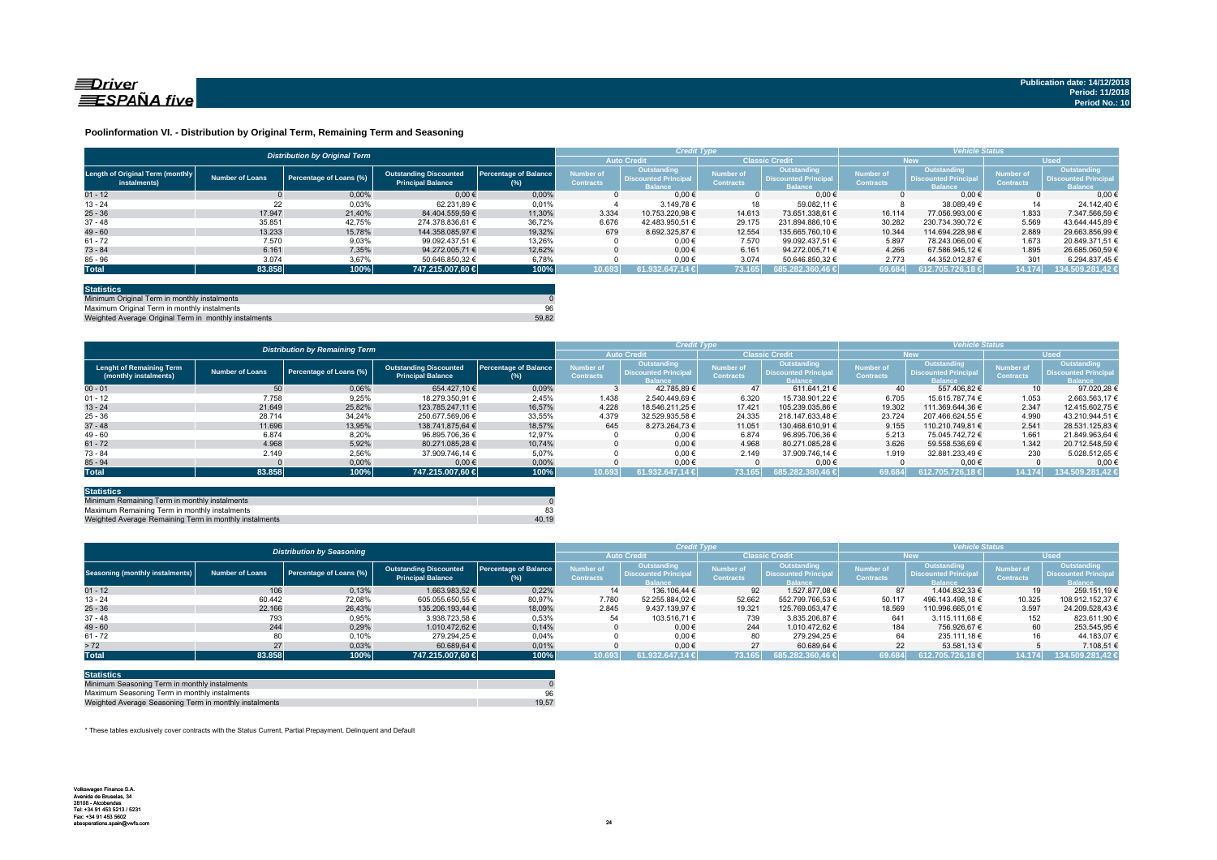# Poolinformation VI. - Distribution by Original Term, Remaining Term and Seasoning

| Distribution by Original Term | | | | | Credit Type | | | | Vehicle Status | | | |
|---|---|---|---|---|---|---|---|---|---|---|---|---|
| | | | | | Auto Credit | | Classic Credit | | New | | Used | |
| Length of Original Term (monthly instalments) | Number of Loans | Percentage of Loans (%) | Outstanding Discounted Principal Balance | Percentage of Balance (%) | Number of Contracts | Outstanding Discounted Principal Balance | Number of Contracts | Outstanding Discounted Principal Balance | Number of Contracts | Outstanding Discounted Principal Balance | Number of Contracts | Outstanding Discounted Principal Balance |
| 01 - 12 | 0 | 0,00% | 0,00 € | 0,00% | 0 | 0,00 € | 0 | 0,00 € | 0 | 0,00 € | 0 | 0,00 € |
| 13 - 24 | 22 | 0,03% | 62.231,89 € | 0,01% | 4 | 3.149,78 € | 18 | 59.082,11 € | 8 | 38.089,49 € | 14 | 24.142,40 € |
| 25 - 36 | 17.947 | 21,40% | 84.404.559,59 € | 11,30% | 3.334 | 10.753.220,98 € | 14.613 | 73.651.338,61 € | 16.114 | 77.056.993,00 € | 1.833 | 7.347.566,59 € |
| 37 - 48 | 35.851 | 42,75% | 274.378.836,61 € | 36,72% | 6.676 | 42.483.950,51 € | 29.175 | 231.894.886,10 € | 30.282 | 230.734.390,72 € | 5.569 | 43.644.445,89 € |
| 49 - 60 | 13.233 | 15,78% | 144.358.085,97 € | 19,32% | 679 | 8.692.325,87 € | 12.554 | 135.665.760,10 € | 10.344 | 114.694.228,98 € | 2.889 | 29.663.856,99 € |
| 61 - 72 | 7.570 | 9,03% | 99.092.437,51 € | 13,26% | 0 | 0,00 € | 7.570 | 99.092.437,51 € | 5.897 | 78.243.066,00 € | 1.673 | 20.849.371,51 € |
| 73 - 84 | 6.161 | 7,35% | 94.272.005,71 € | 12,62% | 0 | 0,00 € | 6.161 | 94.272.005,71 € | 4.266 | 67.586.945,12 € | 1.895 | 26.685.060,59 € |
| 85 - 96 | 3.074 | 3,67% | 50.646.850,32 € | 6,78% | 0 | 0,00 € | 3.074 | 50.646.850,32 € | 2.773 | 44.352.012,87 € | 301 | 6.294.837,45 € |
| **Total** | **83.858** | **100%** | **747.215.007,60 €** | **100%** | **10.693** | **61.932.647,14 €** | **73.165** | **685.282.360,46 €** | **69.684** | **612.705.726,18 €** | **14.174** | **134.509.281,42 €** |

| Statistics | |
|---|---|
| Minimum Original Term in monthly instalments | 0 |
| Maximum Original Term in monthly instalments | 96 |
| Weighted Average Original Term in monthly instalments | 59,82 |

| Distribution by Remaining Term | | | | | Credit Type | | | | Vehicle Status | | | |
|---|---|---|---|---|---|---|---|---|---|---|---|---|
| | | | | | Auto Credit | | Classic Credit | | New | | Used | |
| Lenght of Remaining Term (monthly instalments) | Number of Loans | Percentage of Loans (%) | Outstanding Discounted Principal Balance | Percentage of Balance (%) | Number of Contracts | Outstanding Discounted Principal Balance | Number of Contracts | Outstanding Discounted Principal Balance | Number of Contracts | Outstanding Discounted Principal Balance | Number of Contracts | Outstanding Discounted Principal Balance |
| 00 - 01 | 50 | 0,06% | 654.427,10 € | 0,09% | 3 | 42.785,89 € | 47 | 611.641,21 € | 40 | 557.406,82 € | 10 | 97.020,28 € |
| 01 - 12 | 7.758 | 9,25% | 18.279.350,91 € | 2,45% | 1.438 | 2.540.449,69 € | 6.320 | 15.738.901,22 € | 6.705 | 15.615.787,74 € | 1.053 | 2.663.563,17 € |
| 13 - 24 | 21.649 | 25,82% | 123.785.247,11 € | 16,57% | 4.228 | 18.546.211,25 € | 17.421 | 105.239.035,86 € | 19.302 | 111.369.644,36 € | 2.347 | 12.415.602,75 € |
| 25 - 36 | 28.714 | 34,24% | 250.677.569,06 € | 33,55% | 4.379 | 32.529.935,58 € | 24.335 | 218.147.633,48 € | 23.724 | 207.466.624,55 € | 4.990 | 43.210.944,51 € |
| 37 - 48 | 11.696 | 13,95% | 138.741.875,64 € | 18,57% | 645 | 8.273.264,73 € | 11.051 | 130.468.610,91 € | 9.155 | 110.210.749,81 € | 2.541 | 28.531.125,83 € |
| 49 - 60 | 6.874 | 8,20% | 96.895.706,36 € | 12,97% | 0 | 0,00 € | 6.874 | 96.895.706,36 € | 5.213 | 75.045.742,72 € | 1.661 | 21.849.963,64 € |
| 61 - 72 | 4.968 | 5,92% | 80.271.085,28 € | 10,74% | 0 | 0,00 € | 4.968 | 80.271.085,28 € | 3.626 | 59.558.536,69 € | 1.342 | 20.712.548,59 € |
| 73 - 84 | 2.149 | 2,56% | 37.909.746,14 € | 5,07% | 0 | 0,00 € | 2.149 | 37.909.746,14 € | 1.919 | 32.881.233,49 € | 230 | 5.028.512,65 € |
| 85 - 94 | 0 | 0,00% | 0,00 € | 0,00% | 0 | 0,00 € | 0 | 0,00 € | 0 | 0,00 € | 0 | 0,00 € |
| **Total** | **83.858** | **100%** | **747.215.007,60 €** | **100%** | **10.693** | **61.932.647,14 €** | **73.165** | **685.282.360,46 €** | **69.684** | **612.705.726,18 €** | **14.174** | **134.509.281,42 €** |

| Statistics | |
|---|---|
| Minimum Remaining Term in monthly instalments | 0 |
| Maximum Remaining Term in monthly instalments | 83 |
| Weighted Average Remaining Term in monthly instalments | 40,19 |

| Distribution by Seasoning | | | | | Credit Type | | | | Vehicle Status | | | |
|---|---|---|---|---|---|---|---|---|---|---|---|---|
| | | | | | Auto Credit | | Classic Credit | | New | | Used | |
| Seasoning (monthly instalments) | Number of Loans | Percentage of Loans (%) | Outstanding Discounted Principal Balance | Percentage of Balance (%) | Number of Contracts | Outstanding Discounted Principal Balance | Number of Contracts | Outstanding Discounted Principal Balance | Number of Contracts | Outstanding Discounted Principal Balance | Number of Contracts | Outstanding Discounted Principal Balance |
| 01 - 12 | 106 | 0,13% | 1.663.983,52 € | 0,22% | 14 | 136.106,44 € | 92 | 1.527.877,08 € | 87 | 1.404.832,33 € | 19 | 259.151,19 € |
| 13 - 24 | 60.442 | 72,08% | 605.055.650,55 € | 80,97% | 7.780 | 52.255.884,02 € | 52.662 | 552.799.766,53 € | 50.117 | 496.143.498,18 € | 10.325 | 108.912.152,37 € |
| 25 - 36 | 22.166 | 26,43% | 135.206.193,44 € | 18,09% | 2.845 | 9.437.139,97 € | 19.321 | 125.769.053,47 € | 18.569 | 110.996.665,01 € | 3.597 | 24.209.528,43 € |
| 37 - 48 | 793 | 0,95% | 3.938.723,58 € | 0,53% | 54 | 103.516,71 € | 739 | 3.835.206,87 € | 641 | 3.115.111,68 € | 152 | 823.611,90 € |
| 49 - 60 | 244 | 0,29% | 1.010.472,62 € | 0,14% | 0 | 0,00 € | 244 | 1.010.472,62 € | 184 | 756.926,67 € | 60 | 253.545,95 € |
| 61 - 72 | 80 | 0,10% | 279.294,25 € | 0,04% | 0 | 0,00 € | 80 | 279.294,25 € | 64 | 235.111,18 € | 16 | 44.183,07 € |
| > 72 | 27 | 0,03% | 60.689,64 € | 0,01% | 0 | 0,00 € | 27 | 60.689,64 € | 22 | 53.581,13 € | 5 | 7.108,51 € |
| **Total** | **83.858** | **100%** | **747.215.007,60 €** | **100%** | **10.693** | **61.932.647,14 €** | **73.165** | **685.282.360,46 €** | **69.684** | **612.705.726,18 €** | **14.174** | **134.509.281,42 €** |

| Statistics | |
|---|---|
| Minimum Seasoning Term in monthly instalments | 0 |
| Maximum Seasoning Term in monthly instalments | 96 |
| Weighted Average Seasoning Term in monthly instalments | 19,57 |

* These tables exclusively cover contracts with the Status Current, Partial Prepayment, Delinquent and Default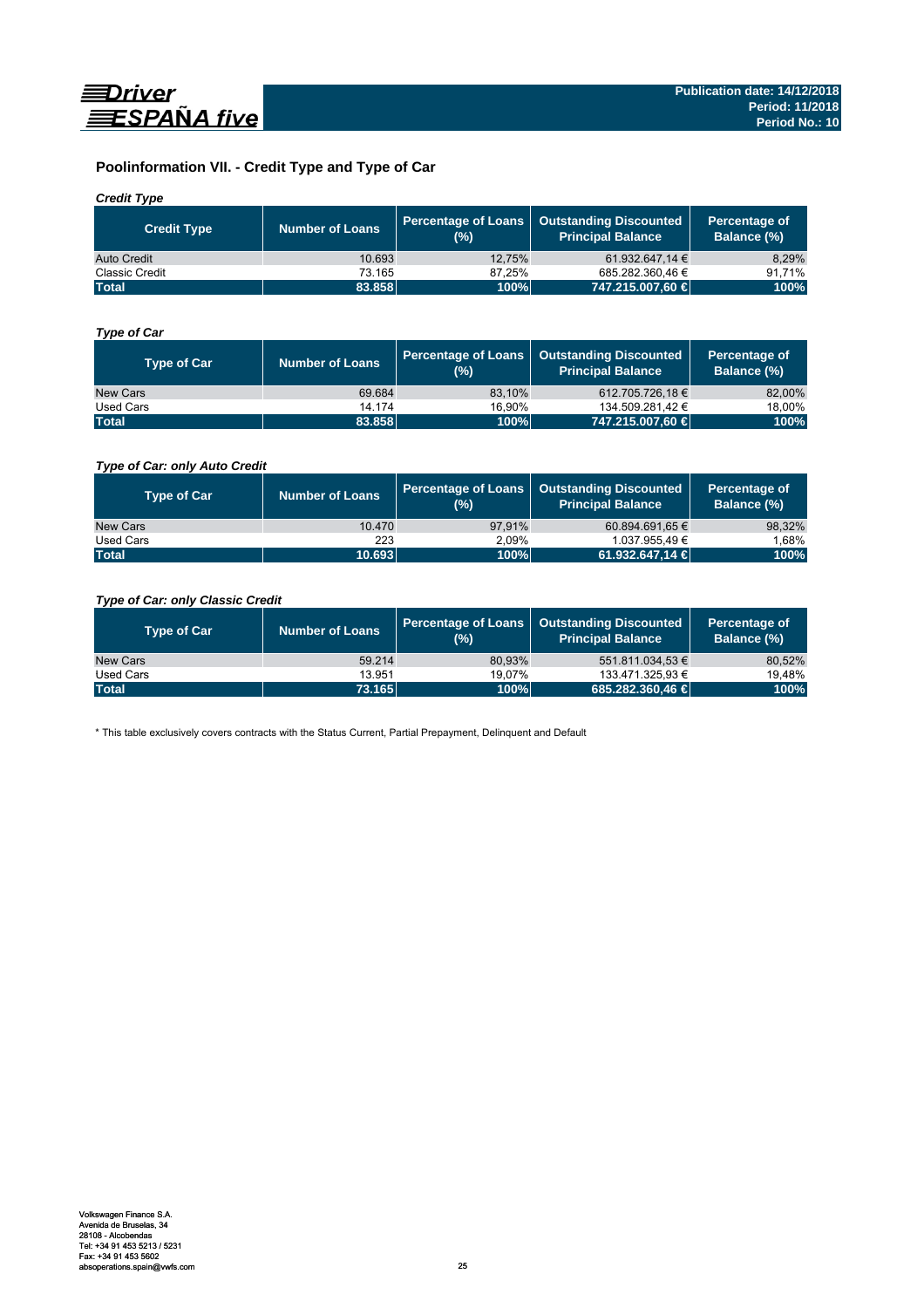## Poolinformation VII. - Credit Type and Type of Car

### *Credit Type*

| Credit Type | Number of Loans | Percentage of Loans (%) | Outstanding Discounted Principal Balance | Percentage of Balance (%) |
|---|---|---|---|---|
| Auto Credit | 10.693 | 12,75% | 61.932.647,14 € | 8,29% |
| Classic Credit | 73.165 | 87,25% | 685.282.360,46 € | 91,71% |
| **Total** | **83.858** | **100%** | **747.215.007,60 €** | **100%** |

### *Type of Car*

| Type of Car | Number of Loans | Percentage of Loans (%) | Outstanding Discounted Principal Balance | Percentage of Balance (%) |
|---|---|---|---|---|
| New Cars | 69.684 | 83,10% | 612.705.726,18 € | 82,00% |
| Used Cars | 14.174 | 16,90% | 134.509.281,42 € | 18,00% |
| **Total** | **83.858** | **100%** | **747.215.007,60 €** | **100%** |

### *Type of Car: only Auto Credit*

| Type of Car | Number of Loans | Percentage of Loans (%) | Outstanding Discounted Principal Balance | Percentage of Balance (%) |
|---|---|---|---|---|
| New Cars | 10.470 | 97,91% | 60.894.691,65 € | 98,32% |
| Used Cars | 223 | 2,09% | 1.037.955,49 € | 1,68% |
| **Total** | **10.693** | **100%** | **61.932.647,14 €** | **100%** |

### *Type of Car: only Classic Credit*

| Type of Car | Number of Loans | Percentage of Loans (%) | Outstanding Discounted Principal Balance | Percentage of Balance (%) |
|---|---|---|---|---|
| New Cars | 59.214 | 80,93% | 551.811.034,53 € | 80,52% |
| Used Cars | 13.951 | 19,07% | 133.471.325,93 € | 19,48% |
| **Total** | **73.165** | **100%** | **685.282.360,46 €** | **100%** |

\* This table exclusively covers contracts with the Status Current, Partial Prepayment, Delinquent and Default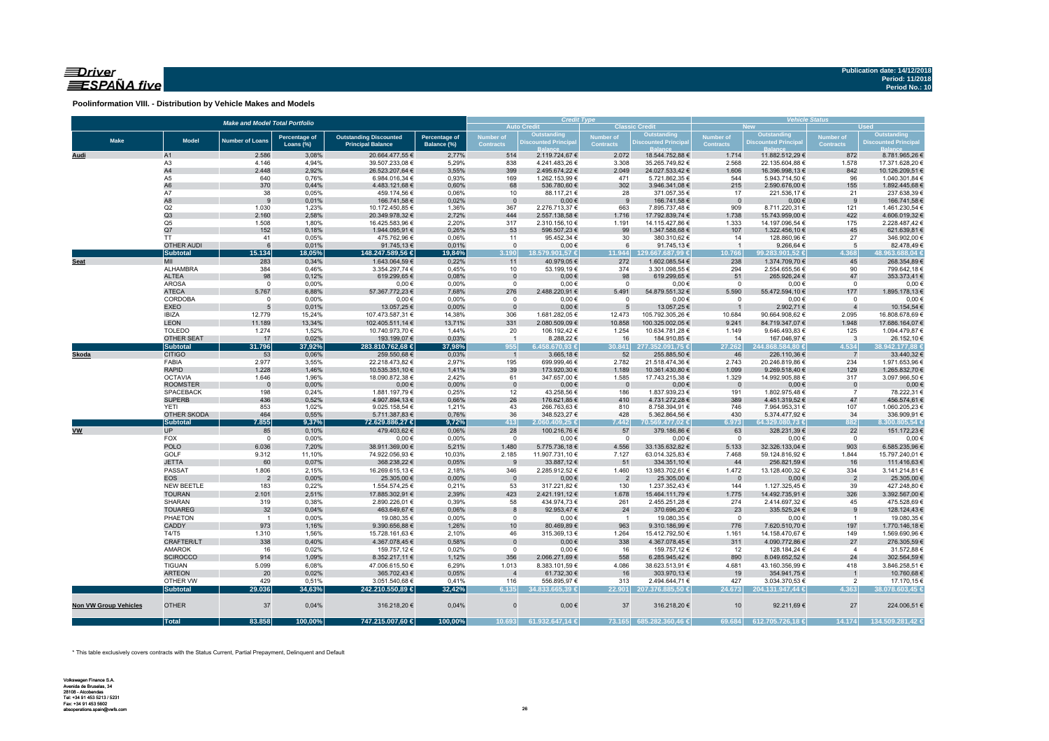**Publication date: 14/12/2018**
**Period: 11/2018**
**Period No.: 10**

## Poolinformation VIII. - Distribution by Vehicle Makes and Models

| Make and Model Total Portfolio | | | | | | Credit Type | | | | Vehicle Status | | | |
|---|---|---|---|---|---|---|---|---|---|---|---|---|---|
| | | | | | | Auto Credit | | Classic Credit | | New | | Used | |
| Make | Model | Number of Loans | Percentage of Loans (%) | Outstanding Discounted Principal Balance | Percentage of Balance (%) | Number of Contracts | Outstanding Discounted Principal Balance | Number of Contracts | Outstanding Discounted Principal Balance | Number of Contracts | Outstanding Discounted Principal Balance | Number of Contracts | Outstanding Discounted Principal Balance |
| Audi | A1 | 2.586 | 3,08% | 20.664.477,55 € | 2,77% | 514 | 2.119.724,67 € | 2.072 | 18.544.752,88 € | 1.714 | 11.882.512,29 € | 872 | 8.781.965,26 € |
| | A3 | 4.146 | 4,94% | 39.507.233,08 € | 5,29% | 838 | 4.241.483,26 € | 3.308 | 35.265.749,82 € | 2.568 | 22.135.604,88 € | 1.578 | 17.371.628,20 € |
| | A4 | 2.448 | 2,92% | 26.523.207,64 € | 3,55% | 399 | 2.495.674,22 € | 2.049 | 24.027.533,42 € | 1.606 | 16.396.998,13 € | 842 | 10.126.209,51 € |
| | A5 | 640 | 0,76% | 6.984.016,34 € | 0,93% | 169 | 1.262.153,99 € | 471 | 5.721.862,35 € | 544 | 5.943.714,50 € | 96 | 1.040.301,84 € |
| | A6 | 370 | 0,44% | 4.483.121,68 € | 0,60% | 68 | 536.780,60 € | 302 | 3.946.341,08 € | 215 | 2.590.676,00 € | 155 | 1.892.445,68 € |
| | A7 | 38 | 0,05% | 459.174,56 € | 0,06% | 10 | 88.117,21 € | 28 | 371.057,35 € | 17 | 221.536,17 € | 21 | 237.638,39 € |
| | A8 | 9 | 0,01% | 166.741,58 € | 0,02% | 0 | 0,00 € | 9 | 166.741,58 € | 0 | 0,00 € | 9 | 166.741,58 € |
| | Q2 | 1.030 | 1,23% | 10.172.450,85 € | 1,36% | 367 | 2.276.713,37 € | 663 | 7.895.737,48 € | 909 | 8.711.220,31 € | 121 | 1.461.230,54 € |
| | Q3 | 2.160 | 2,58% | 20.349.978,32 € | 2,72% | 444 | 2.557.138,58 € | 1.716 | 17.792.839,74 € | 1.738 | 15.743.959,00 € | 422 | 4.606.019,32 € |
| | Q5 | 1.508 | 1,80% | 16.425.583,96 € | 2,20% | 317 | 2.310.156,10 € | 1.191 | 14.115.427,86 € | 1.333 | 14.197.096,54 € | 175 | 2.228.487,42 € |
| | Q7 | 152 | 0,18% | 1.944.095,91 € | 0,26% | 53 | 596.507,23 € | 99 | 1.347.588,68 € | 107 | 1.322.456,10 € | 45 | 621.639,81 € |
| | TT | 41 | 0,05% | 475.762,96 € | 0,06% | 11 | 95.452,34 € | 30 | 380.310,62 € | 14 | 128.860,96 € | 27 | 346.902,00 € |
| | OTHER AUDI | 6 | 0,01% | 91.745,13 € | 0,01% | 0 | 0,00 € | 6 | 91.745,13 € | 1 | 9.266,64 € | 5 | 82.478,49 € |
| | **Subtotal** | **15.134** | **18,05%** | **148.247.589,56 €** | **19,84%** | **3.190** | **18.579.901,57 €** | **11.944** | **129.667.687,99 €** | **10.766** | **99.283.901,52 €** | **4.368** | **48.963.688,04 €** |
| Seat | MII | 283 | 0,34% | 1.643.064,59 € | 0,22% | 11 | 40.979,05 € | 272 | 1.602.085,54 € | 238 | 1.374.709,70 € | 45 | 268.354,89 € |
| | ALHAMBRA | 384 | 0,46% | 3.354.297,74 € | 0,45% | 10 | 53.199,19 € | 374 | 3.301.098,55 € | 294 | 2.554.655,56 € | 90 | 799.642,18 € |
| | ALTEA | 98 | 0,12% | 619.299,65 € | 0,08% | 0 | 0,00 € | 98 | 619.299,65 € | 51 | 265.926,24 € | 47 | 353.373,41 € |
| | AROSA | 0 | 0,00% | 0,00 € | 0,00% | 0 | 0,00 € | 0 | 0,00 € | 0 | 0,00 € | 0 | 0,00 € |
| | ATECA | 5.767 | 6,88% | 57.367.772,23 € | 7,68% | 276 | 2.488.220,91 € | 5.491 | 54.879.551,32 € | 5.590 | 55.472.594,10 € | 177 | 1.895.178,13 € |
| | CORDOBA | 0 | 0,00% | 0,00 € | 0,00% | 0 | 0,00 € | 0 | 0,00 € | 0 | 0,00 € | 0 | 0,00 € |
| | EXEO | 5 | 0,01% | 13.057,25 € | 0,00% | 0 | 0,00 € | 5 | 13.057,25 € | 1 | 2.902,71 € | 4 | 10.154,54 € |
| | IBIZA | 12.779 | 15,24% | 107.473.587,31 € | 14,38% | 306 | 1.681.282,05 € | 12.473 | 105.792.305,26 € | 10.684 | 90.664.908,62 € | 2.095 | 16.808.678,69 € |
| | LEON | 11.189 | 13,34% | 102.405.511,14 € | 13,71% | 331 | 2.080.509,09 € | 10.858 | 100.325.002,05 € | 9.241 | 84.719.347,07 € | 1.948 | 17.686.164,07 € |
| | TOLEDO | 1.274 | 1,52% | 10.740.973,70 € | 1,44% | 20 | 106.192,42 € | 1.254 | 10.634.781,28 € | 1.149 | 9.646.493,83 € | 125 | 1.094.479,87 € |
| | OTHER SEAT | 17 | 0,02% | 193.199,07 € | 0,03% | 1 | 8.288,22 € | 16 | 184.910,85 € | 14 | 167.046,97 € | 3 | 26.152,10 € |
| | **Subtotal** | **31.796** | **37,92%** | **283.810.762,68 €** | **37,98%** | **955** | **6.458.670,93 €** | **30.841** | **277.352.091,75 €** | **27.262** | **244.868.584,80 €** | **4.534** | **38.942.177,88 €** |
| Skoda | CITIGO | 53 | 0,06% | 259.550,68 € | 0,03% | 1 | 3.665,18 € | 52 | 255.885,50 € | 46 | 226.110,36 € | 7 | 33.440,32 € |
| | FABIA | 2.977 | 3,55% | 22.218.473,82 € | 2,97% | 195 | 699.999,46 € | 2.782 | 21.518.474,36 € | 2.743 | 20.246.819,86 € | 234 | 1.971.653,96 € |
| | RAPID | 1.228 | 1,46% | 10.535.351,10 € | 1,41% | 39 | 173.920,30 € | 1.189 | 10.361.430,80 € | 1.099 | 9.269.518,40 € | 129 | 1.265.832,70 € |
| | OCTAVIA | 1.646 | 1,96% | 18.090.872,38 € | 2,42% | 61 | 347.657,00 € | 1.585 | 17.743.215,38 € | 1.329 | 14.992.905,88 € | 317 | 3.097.966,50 € |
| | ROOMSTER | 0 | 0,00% | 0,00 € | 0,00% | 0 | 0,00 € | 0 | 0,00 € | 0 | 0,00 € | 0 | 0,00 € |
| | SPACEBACK | 198 | 0,24% | 1.881.197,79 € | 0,25% | 12 | 43.258,56 € | 186 | 1.837.939,23 € | 191 | 1.802.975,48 € | 7 | 78.222,31 € |
| | SUPERB | 436 | 0,52% | 4.907.894,13 € | 0,66% | 26 | 176.621,85 € | 410 | 4.731.272,28 € | 389 | 4.451.319,52 € | 47 | 456.574,61 € |
| | YETI | 853 | 1,02% | 9.025.158,54 € | 1,21% | 43 | 266.763,63 € | 810 | 8.758.394,91 € | 746 | 7.964.953,31 € | 107 | 1.060.205,23 € |
| | OTHER SKODA | 464 | 0,55% | 5.711.387,83 € | 0,76% | 36 | 348.523,27 € | 428 | 5.362.864,56 € | 430 | 5.374.477,92 € | 34 | 336.909,91 € |
| | **Subtotal** | **7.855** | **9,37%** | **72.629.886,27 €** | **9,72%** | **413** | **2.060.409,25 €** | **7.442** | **70.569.477,02 €** | **6.973** | **64.329.080,73 €** | **882** | **8.300.805,54 €** |
| VW | UP | 85 | 0,10% | 479.403,62 € | 0,06% | 28 | 100.216,76 € | 57 | 379.186,86 € | 63 | 328.231,39 € | 22 | 151.172,23 € |
| | FOX | 0 | 0,00% | 0,00 € | 0,00% | 0 | 0,00 € | 0 | 0,00 € | 0 | 0,00 € | 0 | 0,00 € |
| | POLO | 6.036 | 7,20% | 38.911.369,00 € | 5,21% | 1.480 | 5.775.736,18 € | 4.556 | 33.135.632,82 € | 5.133 | 32.326.133,04 € | 903 | 6.585.235,96 € |
| | GOLF | 9.312 | 11,10% | 74.922.056,93 € | 10,03% | 2.185 | 11.907.731,10 € | 7.127 | 63.014.325,83 € | 7.468 | 59.124.816,92 € | 1.844 | 15.797.240,01 € |
| | JETTA | 60 | 0,07% | 368.238,22 € | 0,05% | 9 | 33.887,12 € | 51 | 334.351,10 € | 44 | 256.821,59 € | 16 | 111.416,63 € |
| | PASSAT | 1.806 | 2,15% | 16.269.615,13 € | 2,18% | 346 | 2.285.912,52 € | 1.460 | 13.983.702,61 € | 1.472 | 13.128.400,32 € | 334 | 3.141.214,81 € |
| | EOS | 2 | 0,00% | 25.305,00 € | 0,00% | 0 | 0,00 € | 2 | 25.305,00 € | 0 | 0,00 € | 2 | 25.305,00 € |
| | NEW BEETLE | 183 | 0,22% | 1.554.574,25 € | 0,21% | 53 | 317.221,82 € | 130 | 1.237.352,43 € | 144 | 1.127.325,45 € | 39 | 427.248,80 € |
| | TOURAN | 2.101 | 2,51% | 17.885.302,91 € | 2,39% | 423 | 2.421.191,12 € | 1.678 | 15.464.111,79 € | 1.775 | 14.492.735,91 € | 326 | 3.392.567,00 € |
| | SHARAN | 319 | 0,38% | 2.890.226,01 € | 0,39% | 58 | 434.974,73 € | 261 | 2.455.251,28 € | 274 | 2.414.697,32 € | 45 | 475.528,69 € |
| | TOUAREG | 32 | 0,04% | 463.649,67 € | 0,06% | 8 | 92.953,47 € | 24 | 370.696,20 € | 23 | 335.525,24 € | 9 | 128.124,43 € |
| | PHAETON | 1 | 0,00% | 19.080,35 € | 0,00% | 0 | 0,00 € | 1 | 19.080,35 € | 0 | 0,00 € | 1 | 19.080,35 € |
| | CADDY | 973 | 1,16% | 9.390.656,88 € | 1,26% | 10 | 80.469,89 € | 963 | 9.310.186,99 € | 776 | 7.620.510,70 € | 197 | 1.770.146,18 € |
| | T4/T5 | 1.310 | 1,56% | 15.728.161,63 € | 2,10% | 46 | 315.369,13 € | 1.264 | 15.412.792,50 € | 1.161 | 14.158.470,67 € | 149 | 1.569.690,96 € |
| | CRAFTER/LT | 338 | 0,40% | 4.367.078,45 € | 0,58% | 0 | 0,00 € | 338 | 4.367.078,45 € | 311 | 4.090.772,86 € | 27 | 276.305,59 € |
| | AMAROK | 16 | 0,02% | 159.757,12 € | 0,02% | 0 | 0,00 € | 16 | 159.757,12 € | 12 | 128.184,24 € | 4 | 31.572,88 € |
| | SCIROCCO | 914 | 1,09% | 8.352.217,11 € | 1,12% | 356 | 2.066.271,69 € | 558 | 6.285.945,42 € | 890 | 8.049.652,52 € | 24 | 302.564,59 € |
| | TIGUAN | 5.099 | 6,08% | 47.006.615,50 € | 6,29% | 1.013 | 8.383.101,59 € | 4.086 | 38.623.513,91 € | 4.681 | 43.160.356,99 € | 418 | 3.846.258,51 € |
| | ARTEON | 20 | 0,02% | 365.702,43 € | 0,05% | 4 | 61.732,30 € | 16 | 303.970,13 € | 19 | 354.941,75 € | 1 | 10.760,68 € |
| | OTHER VW | 429 | 0,51% | 3.051.540,68 € | 0,41% | 116 | 556.895,97 € | 313 | 2.494.644,71 € | 427 | 3.034.370,53 € | 2 | 17.170,15 € |
| | **Subtotal** | **29.036** | **34,63%** | **242.210.550,89 €** | **32,42%** | **6.135** | **34.833.665,39 €** | **22.901** | **207.376.885,50 €** | **24.673** | **204.131.947,44 €** | **4.363** | **38.078.603,45 €** |
| Non VW Group Vehicles | OTHER | 37 | 0,04% | 316.218,20 € | 0,04% | 0 | 0,00 € | 37 | 316.218,20 € | 10 | 92.211,69 € | 27 | 224.006,51 € |
| | **Total** | **83.858** | **100,00%** | **747.215.007,60 €** | **100,00%** | **10.693** | **61.932.647,14 €** | **73.165** | **685.282.360,46 €** | **69.684** | **612.705.726,18 €** | **14.174** | **134.509.281,42 €** |

\* This table exclusively covers contracts with the Status Current, Partial Prepayment, Delinquent and Default

Volkswagen Finance S.A.
Avenida de Bruselas, 34
28108 - Alcobendas
Tel: +34 91 453 5213 / 5231
Fax: +34 91 453 5602
absoperations.spain@vwfs.com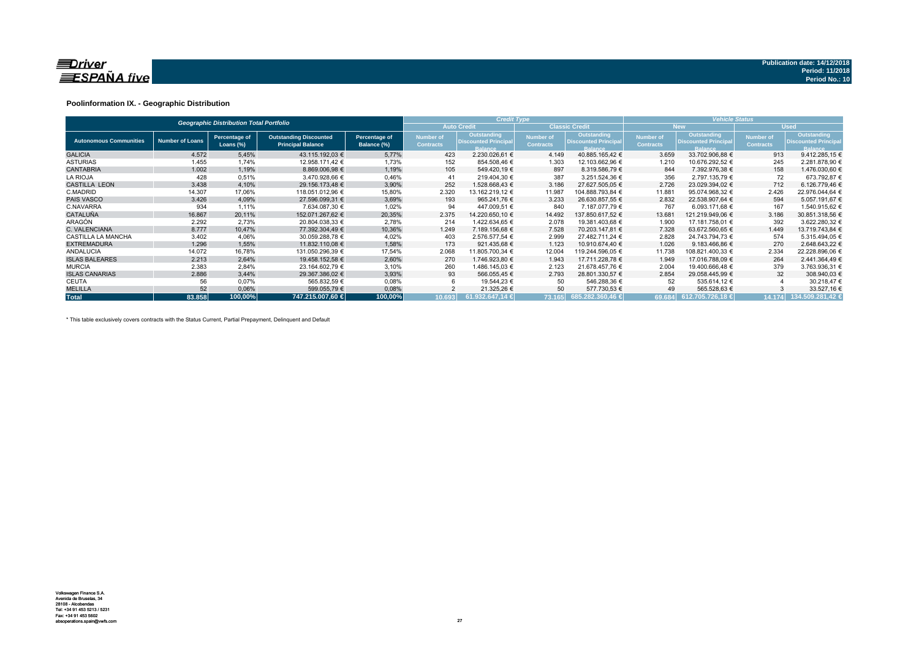**Driver ESPAÑA five**

**Publication date: 14/12/2018**
**Period: 11/2018**
**Period No.: 10**

### Poolinformation IX. - Geographic Distribution

| Geographic Distribution Total Portfolio | | | | | Credit Type | | | | Vehicle Status | | | |
|---|---|---|---|---|---|---|---|---|---|---|---|---|
| | | | | | Auto Credit | | Classic Credit | | New | | Used | |
| Autonomous Communities | Number of Loans | Percentage of Loans (%) | Outstanding Discounted Principal Balance | Percentage of Balance (%) | Number of Contracts | Outstanding Discounted Principal Balance | Number of Contracts | Outstanding Discounted Principal Balance | Number of Contracts | Outstanding Discounted Principal Balance | Number of Contracts | Outstanding Discounted Principal Balance |
| GALICIA | 4.572 | 5,45% | 43.115.192,03 € | 5,77% | 423 | 2.230.026,61 € | 4.149 | 40.885.165,42 € | 3.659 | 33.702.906,88 € | 913 | 9.412.285,15 € |
| ASTURIAS | 1.455 | 1,74% | 12.958.171,42 € | 1,73% | 152 | 854.508,46 € | 1.303 | 12.103.662,96 € | 1.210 | 10.676.292,52 € | 245 | 2.281.878,90 € |
| CANTABRIA | 1.002 | 1,19% | 8.869.006,98 € | 1,19% | 105 | 549.420,19 € | 897 | 8.319.586,79 € | 844 | 7.392.976,38 € | 158 | 1.476.030,60 € |
| LA RIOJA | 428 | 0,51% | 3.470.928,66 € | 0,46% | 41 | 219.404,30 € | 387 | 3.251.524,36 € | 356 | 2.797.135,79 € | 72 | 673.792,87 € |
| CASTILLA LEON | 3.438 | 4,10% | 29.156.173,48 € | 3,90% | 252 | 1.528.668,43 € | 3.186 | 27.627.505,05 € | 2.726 | 23.029.394,02 € | 712 | 6.126.779,46 € |
| C.MADRID | 14.307 | 17,06% | 118.051.012,96 € | 15,80% | 2.320 | 13.162.219,12 € | 11.987 | 104.888.793,84 € | 11.881 | 95.074.968,32 € | 2.426 | 22.976.044,64 € |
| PAIS VASCO | 3.426 | 4,09% | 27.596.099,31 € | 3,69% | 193 | 965.241,76 € | 3.233 | 26.630.857,55 € | 2.832 | 22.538.907,64 € | 594 | 5.057.191,67 € |
| C.NAVARRA | 934 | 1,11% | 7.634.087,30 € | 1,02% | 94 | 447.009,51 € | 840 | 7.187.077,79 € | 767 | 6.093.171,68 € | 167 | 1.540.915,62 € |
| CATALUÑA | 16.867 | 20,11% | 152.071.267,62 € | 20,35% | 2.375 | 14.220.650,10 € | 14.492 | 137.850.617,52 € | 13.681 | 121.219.949,06 € | 3.186 | 30.851.318,56 € |
| ARAGÓN | 2.292 | 2,73% | 20.804.038,33 € | 2,78% | 214 | 1.422.634,65 € | 2.078 | 19.381.403,68 € | 1.900 | 17.181.758,01 € | 392 | 3.622.280,32 € |
| C. VALENCIANA | 8.777 | 10,47% | 77.392.304,49 € | 10,36% | 1.249 | 7.189.156,68 € | 7.528 | 70.203.147,81 € | 7.328 | 63.672.560,65 € | 1.449 | 13.719.743,84 € |
| CASTILLA LA MANCHA | 3.402 | 4,06% | 30.059.288,78 € | 4,02% | 403 | 2.576.577,54 € | 2.999 | 27.482.711,24 € | 2.828 | 24.743.794,73 € | 574 | 5.315.494,05 € |
| EXTREMADURA | 1.296 | 1,55% | 11.832.110,08 € | 1,58% | 173 | 921.435,68 € | 1.123 | 10.910.674,40 € | 1.026 | 9.183.466,86 € | 270 | 2.648.643,22 € |
| ANDALUCIA | 14.072 | 16,78% | 131.050.296,39 € | 17,54% | 2.068 | 11.805.700,34 € | 12.004 | 119.244.596,05 € | 11.738 | 108.821.400,33 € | 2.334 | 22.228.896,06 € |
| ISLAS BALEARES | 2.213 | 2,64% | 19.458.152,58 € | 2,60% | 270 | 1.746.923,80 € | 1.943 | 17.711.228,78 € | 1.949 | 17.016.788,09 € | 264 | 2.441.364,49 € |
| MURCIA | 2.383 | 2,84% | 23.164.602,79 € | 3,10% | 260 | 1.486.145,03 € | 2.123 | 21.678.457,76 € | 2.004 | 19.400.666,48 € | 379 | 3.763.936,31 € |
| ISLAS CANARIAS | 2.886 | 3,44% | 29.367.386,02 € | 3,93% | 93 | 566.055,45 € | 2.793 | 28.801.330,57 € | 2.854 | 29.058.445,99 € | 32 | 308.940,03 € |
| CEUTA | 56 | 0,07% | 565.832,59 € | 0,08% | 6 | 19.544,23 € | 50 | 546.288,36 € | 52 | 535.614,12 € | 4 | 30.218,47 € |
| MELILLA | 52 | 0,06% | 599.055,79 € | 0,08% | 2 | 21.325,26 € | 50 | 577.730,53 € | 49 | 565.528,63 € | 3 | 33.527,16 € |
| **Total** | **83.858** | **100,00%** | **747.215.007,60 €** | **100,00%** | **10.693** | **61.932.647,14 €** | **73.165** | **685.282.360,46 €** | **69.684** | **612.705.726,18 €** | **14.174** | **134.509.281,42 €** |

\* This table exclusively covers contracts with the Status Current, Partial Prepayment, Delinquent and Default

Volkswagen Finance S.A.
Avenida de Bruselas, 34
28108 - Alcobendas
Tel: +34 91 453 5213 / 5231
Fax: +34 91 453 5602
absoperations.spain@vwfs.com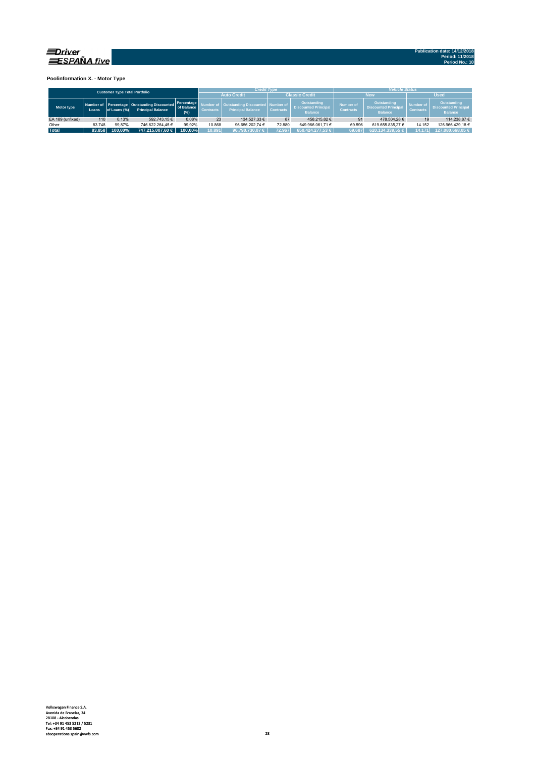**Poolinformation X. - Motor Type**

| Customer Type Total Portfolio | | | | | Credit Type | | | | Vehicle Status | | | |
|---|---|---|---|---|---|---|---|---|---|---|---|---|
| | | | | | Auto Credit | | Classic Credit | | New | | Used | |
| Motor type | Number of Loans | Percentage of Loans (%) | Outstanding Discounted Principal Balance | Percentage of Balance (%) | Number of Contracts | Outstanding Discounted Principal Balance | Number of Contracts | Outstanding Discounted Principal Balance | Number of Contracts | Outstanding Discounted Principal Balance | Number of Contracts | Outstanding Discounted Principal Balance |
| EA 189 (unfixed) | 110 | 0,13% | 592.743,15 € | 0,08% | 23 | 134.527,33 € | 87 | 458.215,82 € | 91 | 478.504,28 € | 19 | 114.238,87 € |
| Other | 83.748 | 99,87% | 746.622.264,45 € | 99,92% | 10.868 | 96.656.202,74 € | 72.880 | 649.966.061,71 € | 69.596 | 619.655.835,27 € | 14.152 | 126.966.429,18 € |
| **Total** | **83.858** | **100,00%** | **747.215.007,60 €** | **100,00%** | **10.891** | **96.790.730,07 €** | **72.967** | **650.424.277,53 €** | **69.687** | **620.134.339,55 €** | **14.171** | **127.080.668,05 €** |

Volkswagen Finance S.A.
Avenida de Bruselas, 34
28108 - Alcobendas
Tel: +34 91 453 5213 / 5231
Fax: +34 91 453 5602
absoperations.spain@vwfs.com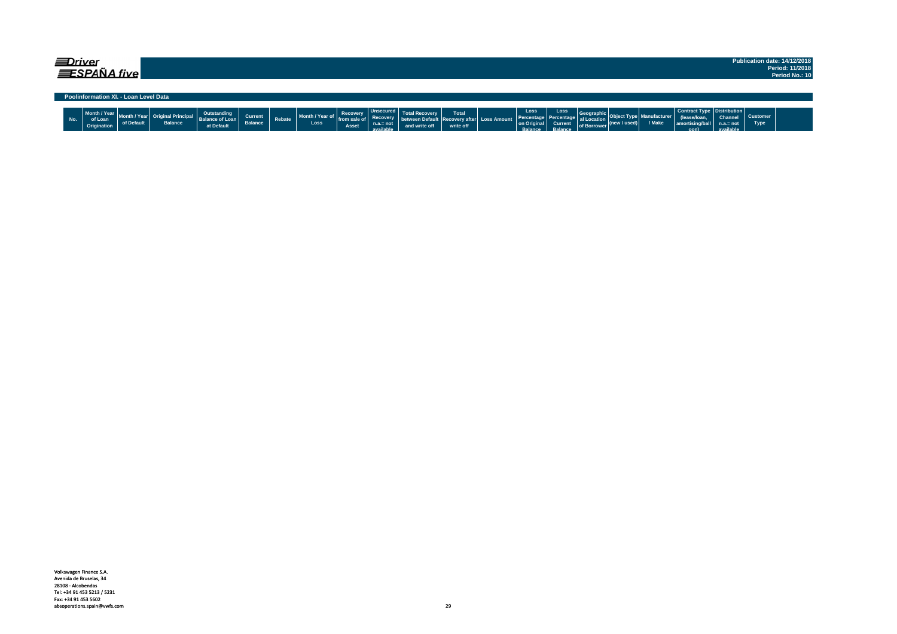**Driver ESPAÑA five**

Publication date: 14/12/2018
Period: 11/2018
Period No.: 10

## Poolinformation XI. - Loan Level Data

| No. | Month / Year of Loan Origination | Month / Year of Default | Original Principal Balance | Outstanding Balance of Loan at Default | Current Balance | Rebate | Month / Year of Loss | Recovery from sale of Asset | Unsecured Recovery n.a.= not available | Total Recovery between Default and write off | Total Recovery after write off | Loss Amount | Loss Percentage on Original Balance | Loss Percentage Current Balance | Geographical Location of Borrower | Object Type (new / used) | Manufacturer / Make | Contract Type (lease/loan, amortising/balloon) | Distribution Channel n.a.= not available | Customer Type |
|---|---|---|---|---|---|---|---|---|---|---|---|---|---|---|---|---|---|---|---|---|

Volkswagen Finance S.A.
Avenida de Bruselas, 34
28108 - Alcobendas
Tel: +34 91 453 5213 / 5231
Fax: +34 91 453 5602
absoperations.spain@vwfs.com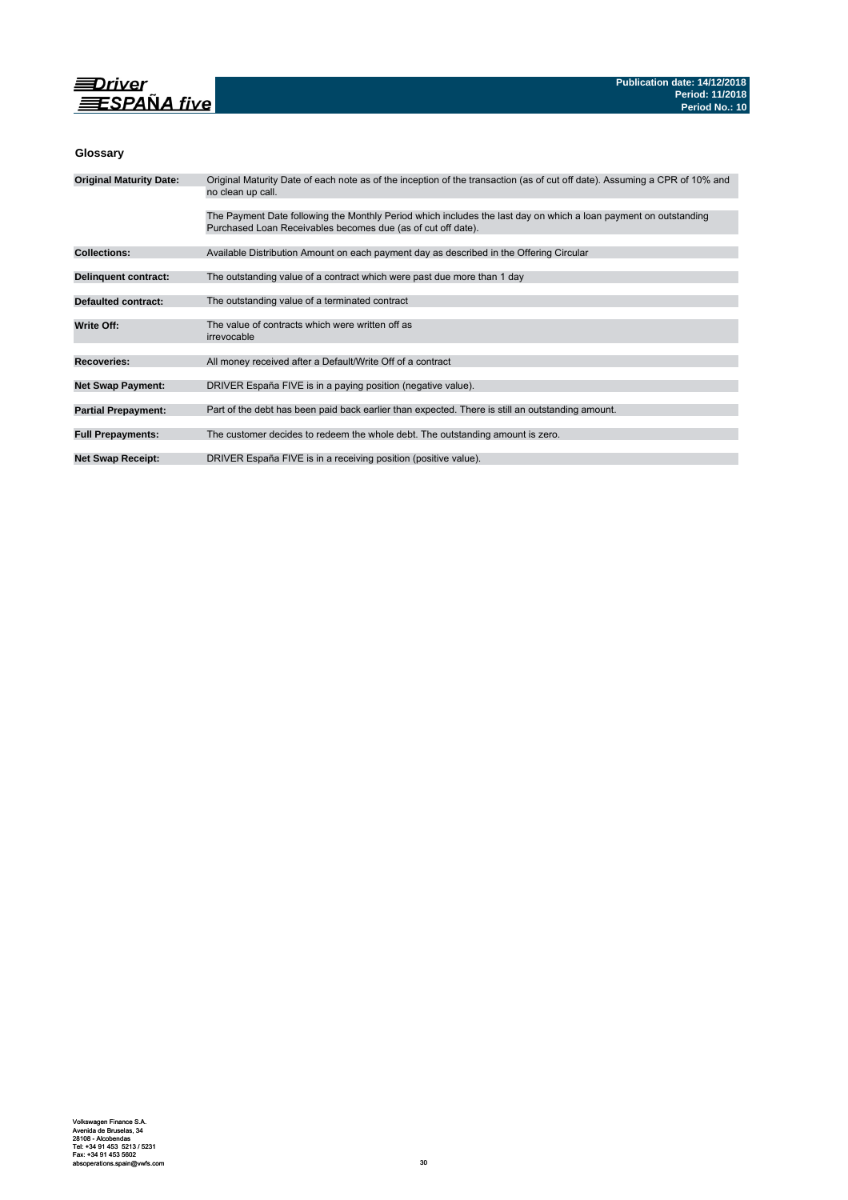## Glossary

| | |
|---|---|
| **Original Maturity Date:** | Original Maturity Date of each note as of the inception of the transaction (as of cut off date). Assuming a CPR of 10% and no clean up call. |
| | The Payment Date following the Monthly Period which includes the last day on which a loan payment on outstanding Purchased Loan Receivables becomes due (as of cut off date). |
| **Collections:** | Available Distribution Amount on each payment day as described in the Offering Circular |
| **Delinquent contract:** | The outstanding value of a contract which were past due more than 1 day |
| **Defaulted contract:** | The outstanding value of a terminated contract |
| **Write Off:** | The value of contracts which were written off as irrevocable |
| **Recoveries:** | All money received after a Default/Write Off of a contract |
| **Net Swap Payment:** | DRIVER España FIVE is in a paying position (negative value). |
| **Partial Prepayment:** | Part of the debt has been paid back earlier than expected. There is still an outstanding amount. |
| **Full Prepayments:** | The customer decides to redeem the whole debt. The outstanding amount is zero. |
| **Net Swap Receipt:** | DRIVER España FIVE is in a receiving position (positive value). |

Volkswagen Finance S.A.
Avenida de Bruselas, 34
28108 - Alcobendas
Tel: +34 91 453 5213 / 5231
Fax: +34 91 453 5602
absoperations.spain@vwfs.com